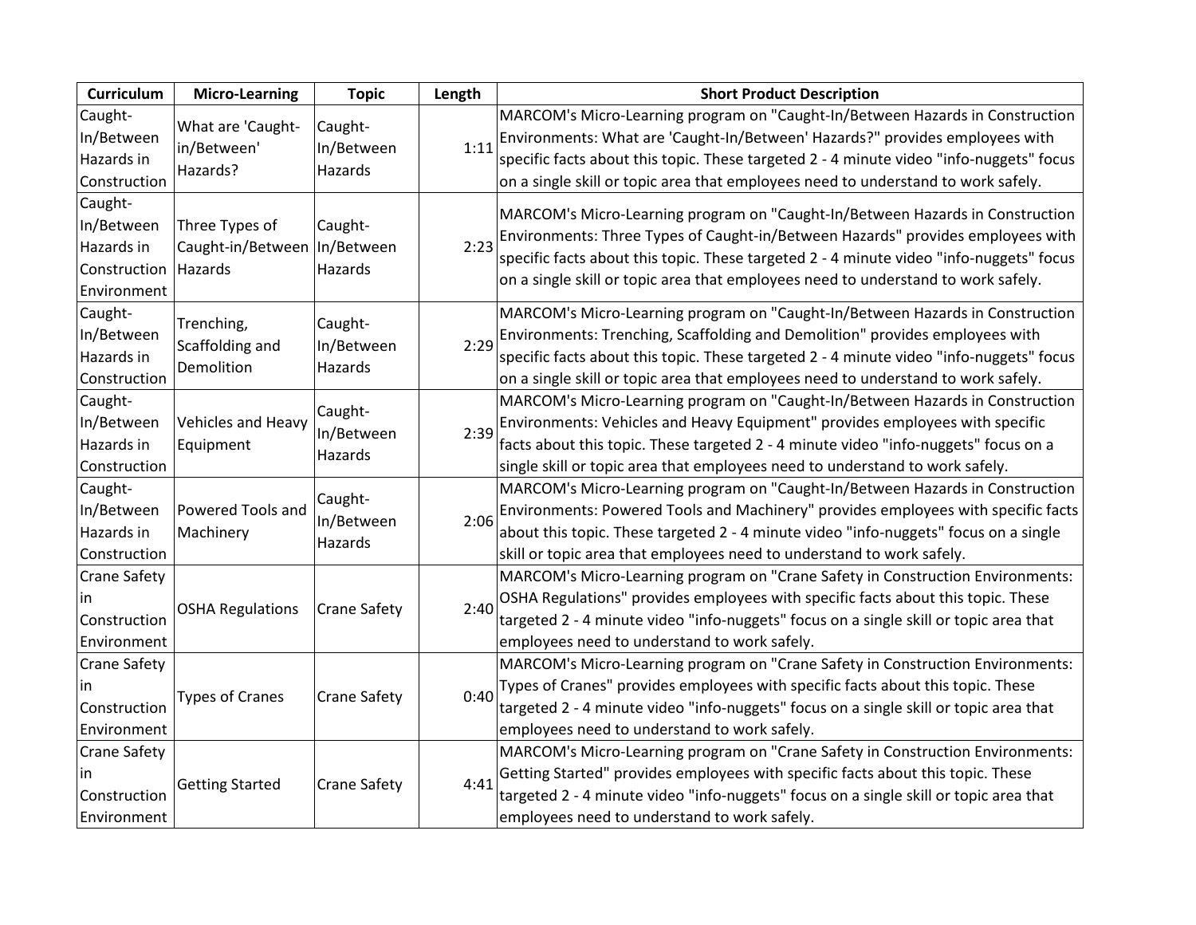| Curriculum | Micro-Learning | Topic | Length | Short Product Description |
|---|---|---|---|---|
| Caught-In/Between Hazards in Construction | What are 'Caught-in/Between' Hazards? | Caught-In/Between Hazards | 1:11 | MARCOM's Micro-Learning program on "Caught-In/Between Hazards in Construction Environments: What are 'Caught-In/Between' Hazards?" provides employees with specific facts about this topic. These targeted 2 - 4 minute video "info-nuggets" focus on a single skill or topic area that employees need to understand to work safely. |
| Caught-In/Between Hazards in Construction Environment | Three Types of Caught-in/Between Hazards | Caught-In/Between Hazards | 2:23 | MARCOM's Micro-Learning program on "Caught-In/Between Hazards in Construction Environments: Three Types of Caught-in/Between Hazards" provides employees with specific facts about this topic. These targeted 2 - 4 minute video "info-nuggets" focus on a single skill or topic area that employees need to understand to work safely. |
| Caught-In/Between Hazards in Construction | Trenching, Scaffolding and Demolition | Caught-In/Between Hazards | 2:29 | MARCOM's Micro-Learning program on "Caught-In/Between Hazards in Construction Environments: Trenching, Scaffolding and Demolition" provides employees with specific facts about this topic. These targeted 2 - 4 minute video "info-nuggets" focus on a single skill or topic area that employees need to understand to work safely. |
| Caught-In/Between Hazards in Construction | Vehicles and Heavy Equipment | Caught-In/Between Hazards | 2:39 | MARCOM's Micro-Learning program on "Caught-In/Between Hazards in Construction Environments: Vehicles and Heavy Equipment" provides employees with specific facts about this topic. These targeted 2 - 4 minute video "info-nuggets" focus on a single skill or topic area that employees need to understand to work safely. |
| Caught-In/Between Hazards in Construction | Powered Tools and Machinery | Caught-In/Between Hazards | 2:06 | MARCOM's Micro-Learning program on "Caught-In/Between Hazards in Construction Environments: Powered Tools and Machinery" provides employees with specific facts about this topic. These targeted 2 - 4 minute video "info-nuggets" focus on a single skill or topic area that employees need to understand to work safely. |
| Crane Safety in Construction Environment | OSHA Regulations | Crane Safety | 2:40 | MARCOM's Micro-Learning program on "Crane Safety in Construction Environments: OSHA Regulations" provides employees with specific facts about this topic. These targeted 2 - 4 minute video "info-nuggets" focus on a single skill or topic area that employees need to understand to work safely. |
| Crane Safety in Construction Environment | Types of Cranes | Crane Safety | 0:40 | MARCOM's Micro-Learning program on "Crane Safety in Construction Environments: Types of Cranes" provides employees with specific facts about this topic. These targeted 2 - 4 minute video "info-nuggets" focus on a single skill or topic area that employees need to understand to work safely. |
| Crane Safety in Construction Environment | Getting Started | Crane Safety | 4:41 | MARCOM's Micro-Learning program on "Crane Safety in Construction Environments: Getting Started" provides employees with specific facts about this topic. These targeted 2 - 4 minute video "info-nuggets" focus on a single skill or topic area that employees need to understand to work safely. |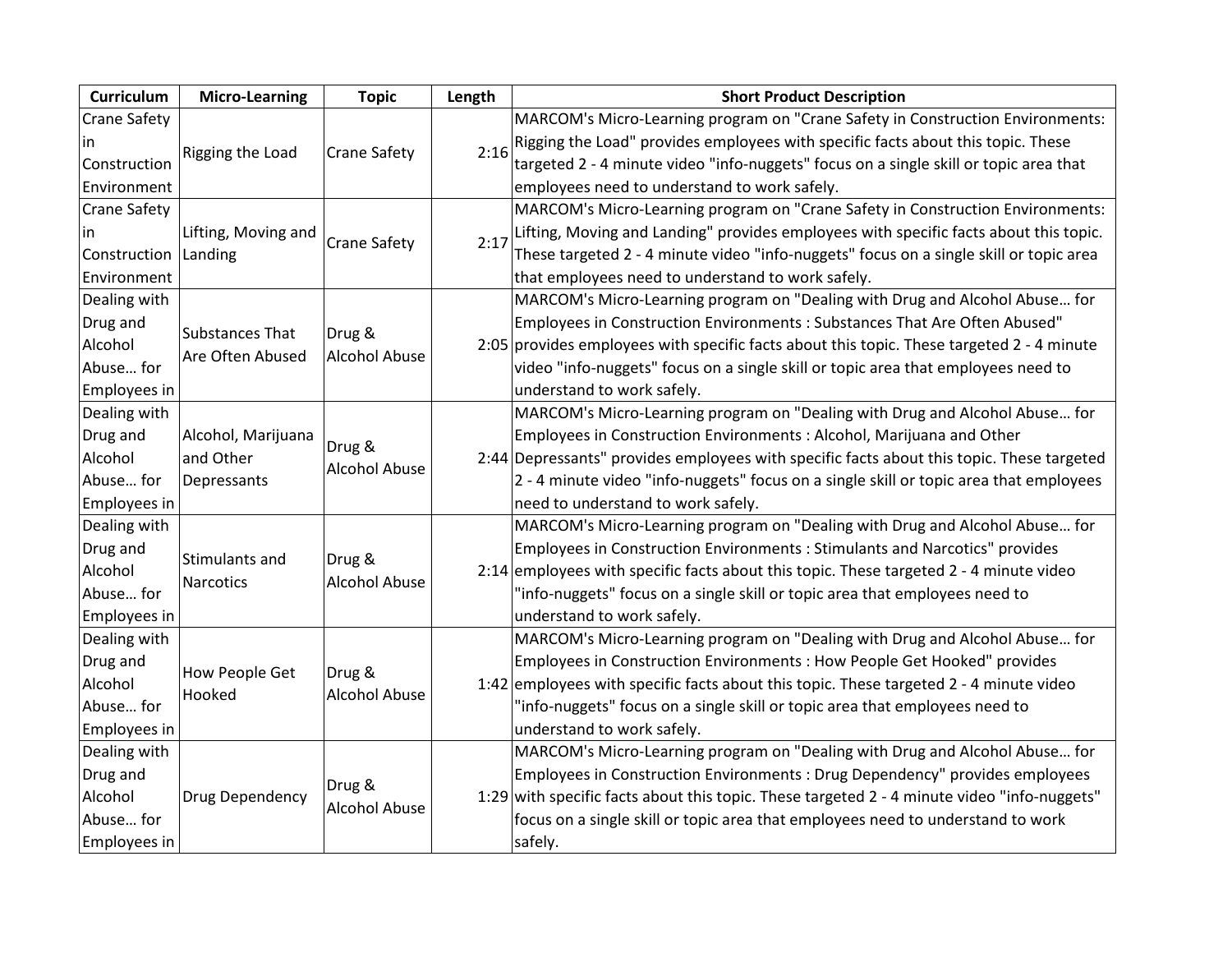| Curriculum | Micro-Learning | Topic | Length | Short Product Description |
|---|---|---|---|---|
| Crane Safety in Construction Environment | Rigging the Load | Crane Safety | 2:16 | MARCOM's Micro-Learning program on "Crane Safety in Construction Environments: Rigging the Load" provides employees with specific facts about this topic. These targeted 2 - 4 minute video "info-nuggets" focus on a single skill or topic area that employees need to understand to work safely. |
| Crane Safety in Construction Environment | Lifting, Moving and Landing | Crane Safety | 2:17 | MARCOM's Micro-Learning program on "Crane Safety in Construction Environments: Lifting, Moving and Landing" provides employees with specific facts about this topic. These targeted 2 - 4 minute video "info-nuggets" focus on a single skill or topic area that employees need to understand to work safely. |
| Dealing with Drug and Alcohol Abuse… for Employees in | Substances That Are Often Abused | Drug & Alcohol Abuse | 2:05 | MARCOM's Micro-Learning program on "Dealing with Drug and Alcohol Abuse… for Employees in Construction Environments : Substances That Are Often Abused" provides employees with specific facts about this topic. These targeted 2 - 4 minute video "info-nuggets" focus on a single skill or topic area that employees need to understand to work safely. |
| Dealing with Drug and Alcohol Abuse… for Employees in | Alcohol, Marijuana and Other Depressants | Drug & Alcohol Abuse | 2:44 | MARCOM's Micro-Learning program on "Dealing with Drug and Alcohol Abuse… for Employees in Construction Environments : Alcohol, Marijuana and Other Depressants" provides employees with specific facts about this topic. These targeted 2 - 4 minute video "info-nuggets" focus on a single skill or topic area that employees need to understand to work safely. |
| Dealing with Drug and Alcohol Abuse… for Employees in | Stimulants and Narcotics | Drug & Alcohol Abuse | 2:14 | MARCOM's Micro-Learning program on "Dealing with Drug and Alcohol Abuse… for Employees in Construction Environments : Stimulants and Narcotics" provides employees with specific facts about this topic. These targeted 2 - 4 minute video "info-nuggets" focus on a single skill or topic area that employees need to understand to work safely. |
| Dealing with Drug and Alcohol Abuse… for Employees in | How People Get Hooked | Drug & Alcohol Abuse | 1:42 | MARCOM's Micro-Learning program on "Dealing with Drug and Alcohol Abuse… for Employees in Construction Environments : How People Get Hooked" provides employees with specific facts about this topic. These targeted 2 - 4 minute video "info-nuggets" focus on a single skill or topic area that employees need to understand to work safely. |
| Dealing with Drug and Alcohol Abuse… for Employees in | Drug Dependency | Drug & Alcohol Abuse | 1:29 | MARCOM's Micro-Learning program on "Dealing with Drug and Alcohol Abuse… for Employees in Construction Environments : Drug Dependency" provides employees with specific facts about this topic. These targeted 2 - 4 minute video "info-nuggets" focus on a single skill or topic area that employees need to understand to work safely. |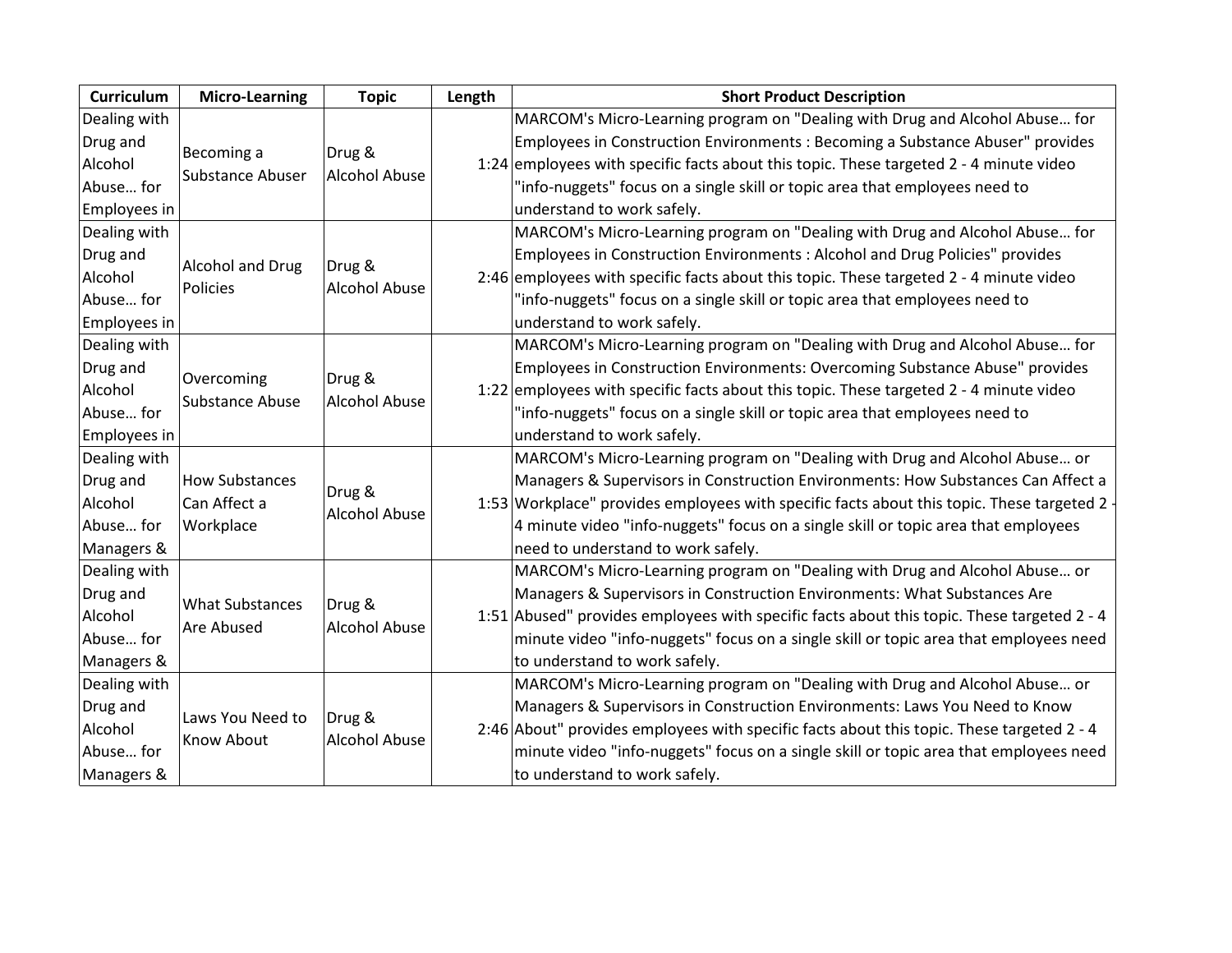| Curriculum | Micro-Learning | Topic | Length | Short Product Description |
| --- | --- | --- | --- | --- |
| Dealing with Drug and Alcohol Abuse… for Employees in | Becoming a Substance Abuser | Drug & Alcohol Abuse | 1:24 | MARCOM's Micro-Learning program on "Dealing with Drug and Alcohol Abuse… for Employees in Construction Environments : Becoming a Substance Abuser" provides employees with specific facts about this topic. These targeted 2 - 4 minute video "info-nuggets" focus on a single skill or topic area that employees need to understand to work safely. |
| Dealing with Drug and Alcohol Abuse… for Employees in | Alcohol and Drug Policies | Drug & Alcohol Abuse | 2:46 | MARCOM's Micro-Learning program on "Dealing with Drug and Alcohol Abuse… for Employees in Construction Environments : Alcohol and Drug Policies" provides employees with specific facts about this topic. These targeted 2 - 4 minute video "info-nuggets" focus on a single skill or topic area that employees need to understand to work safely. |
| Dealing with Drug and Alcohol Abuse… for Employees in | Overcoming Substance Abuse | Drug & Alcohol Abuse | 1:22 | MARCOM's Micro-Learning program on "Dealing with Drug and Alcohol Abuse… for Employees in Construction Environments: Overcoming Substance Abuse" provides employees with specific facts about this topic. These targeted 2 - 4 minute video "info-nuggets" focus on a single skill or topic area that employees need to understand to work safely. |
| Dealing with Drug and Alcohol Abuse… for Managers & | How Substances Can Affect a Workplace | Drug & Alcohol Abuse | 1:53 | MARCOM's Micro-Learning program on "Dealing with Drug and Alcohol Abuse… or Managers & Supervisors in Construction Environments: How Substances Can Affect a Workplace" provides employees with specific facts about this topic. These targeted 2 - 4 minute video "info-nuggets" focus on a single skill or topic area that employees need to understand to work safely. |
| Dealing with Drug and Alcohol Abuse… for Managers & | What Substances Are Abused | Drug & Alcohol Abuse | 1:51 | MARCOM's Micro-Learning program on "Dealing with Drug and Alcohol Abuse… or Managers & Supervisors in Construction Environments: What Substances Are Abused" provides employees with specific facts about this topic. These targeted 2 - 4 minute video "info-nuggets" focus on a single skill or topic area that employees need to understand to work safely. |
| Dealing with Drug and Alcohol Abuse… for Managers & | Laws You Need to Know About | Drug & Alcohol Abuse | 2:46 | MARCOM's Micro-Learning program on "Dealing with Drug and Alcohol Abuse… or Managers & Supervisors in Construction Environments: Laws You Need to Know About" provides employees with specific facts about this topic. These targeted 2 - 4 minute video "info-nuggets" focus on a single skill or topic area that employees need to understand to work safely. |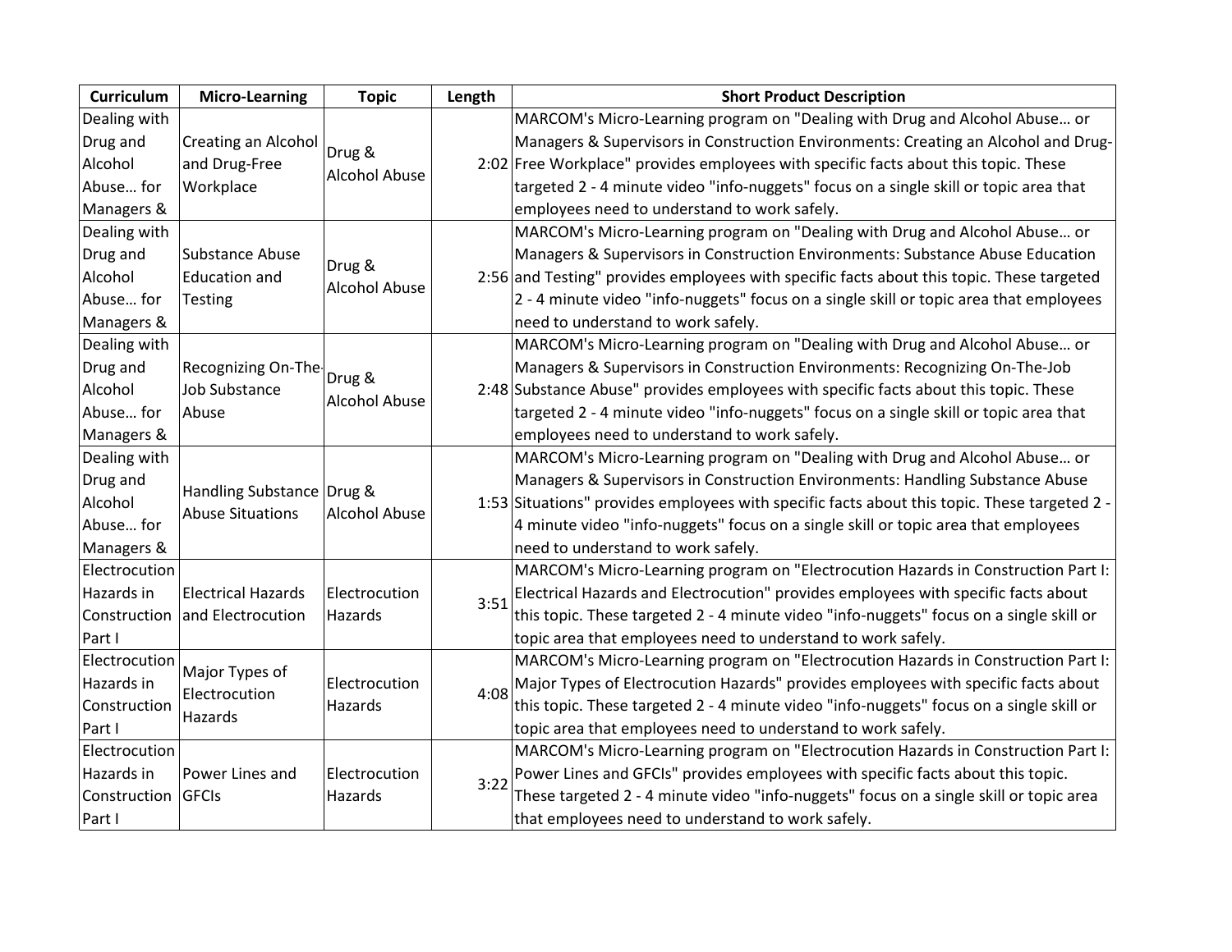| Curriculum | Micro-Learning | Topic | Length | Short Product Description |
|---|---|---|---|---|
| Dealing with Drug and Alcohol Abuse… for Managers & | Creating an Alcohol and Drug-Free Workplace | Drug & Alcohol Abuse | 2:02 | MARCOM's Micro-Learning program on "Dealing with Drug and Alcohol Abuse… or Managers & Supervisors in Construction Environments: Creating an Alcohol and Drug-Free Workplace" provides employees with specific facts about this topic. These targeted 2 - 4 minute video "info-nuggets" focus on a single skill or topic area that employees need to understand to work safely. |
| Dealing with Drug and Alcohol Abuse… for Managers & | Substance Abuse Education and Testing | Drug & Alcohol Abuse | 2:56 | MARCOM's Micro-Learning program on "Dealing with Drug and Alcohol Abuse… or Managers & Supervisors in Construction Environments: Substance Abuse Education and Testing" provides employees with specific facts about this topic. These targeted 2 - 4 minute video "info-nuggets" focus on a single skill or topic area that employees need to understand to work safely. |
| Dealing with Drug and Alcohol Abuse… for Managers & | Recognizing On-The-Job Substance Abuse | Drug & Alcohol Abuse | 2:48 | MARCOM's Micro-Learning program on "Dealing with Drug and Alcohol Abuse… or Managers & Supervisors in Construction Environments: Recognizing On-The-Job Substance Abuse" provides employees with specific facts about this topic. These targeted 2 - 4 minute video "info-nuggets" focus on a single skill or topic area that employees need to understand to work safely. |
| Dealing with Drug and Alcohol Abuse… for Managers & | Handling Substance Abuse Situations | Drug & Alcohol Abuse | 1:53 | MARCOM's Micro-Learning program on "Dealing with Drug and Alcohol Abuse… or Managers & Supervisors in Construction Environments: Handling Substance Abuse Situations" provides employees with specific facts about this topic. These targeted 2 - 4 minute video "info-nuggets" focus on a single skill or topic area that employees need to understand to work safely. |
| Electrocution Hazards in Construction Part I | Electrical Hazards and Electrocution | Electrocution Hazards | 3:51 | MARCOM's Micro-Learning program on "Electrocution Hazards in Construction Part I: Electrical Hazards and Electrocution" provides employees with specific facts about this topic. These targeted 2 - 4 minute video "info-nuggets" focus on a single skill or topic area that employees need to understand to work safely. |
| Electrocution Hazards in Construction Part I | Major Types of Electrocution Hazards | Electrocution Hazards | 4:08 | MARCOM's Micro-Learning program on "Electrocution Hazards in Construction Part I: Major Types of Electrocution Hazards" provides employees with specific facts about this topic. These targeted 2 - 4 minute video "info-nuggets" focus on a single skill or topic area that employees need to understand to work safely. |
| Electrocution Hazards in Construction Part I | Power Lines and GFCIs | Electrocution Hazards | 3:22 | MARCOM's Micro-Learning program on "Electrocution Hazards in Construction Part I: Power Lines and GFCIs" provides employees with specific facts about this topic. These targeted 2 - 4 minute video "info-nuggets" focus on a single skill or topic area that employees need to understand to work safely. |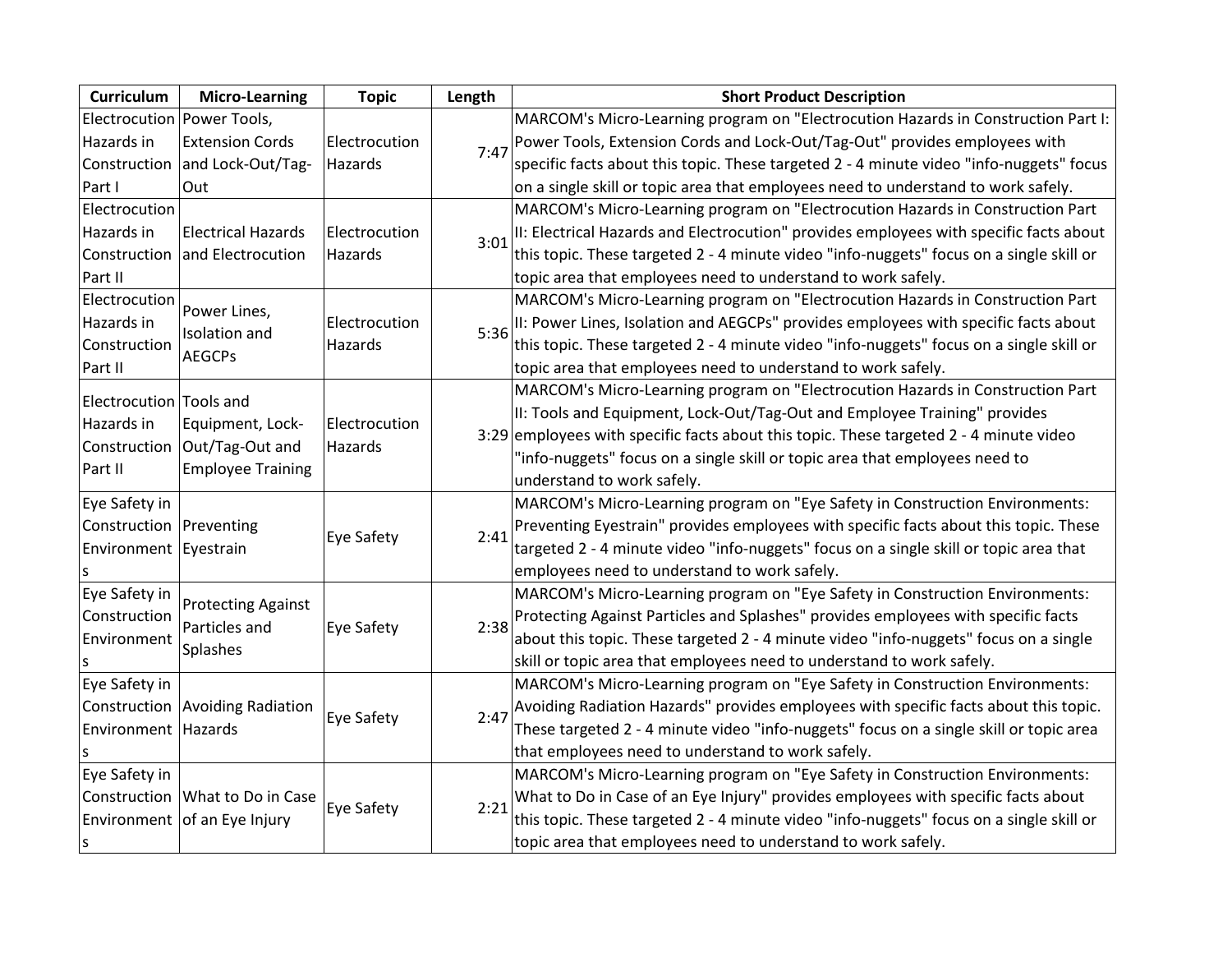| Curriculum | Micro-Learning | Topic | Length | Short Product Description |
|---|---|---|---|---|
| Electrocution Hazards in Construction Part I | Power Tools, Extension Cords and Lock-Out/Tag-Out | Electrocution Hazards | 7:47 | MARCOM's Micro-Learning program on "Electrocution Hazards in Construction Part I: Power Tools, Extension Cords and Lock-Out/Tag-Out" provides employees with specific facts about this topic. These targeted 2 - 4 minute video "info-nuggets" focus on a single skill or topic area that employees need to understand to work safely. |
| Electrocution Hazards in Construction Part II | Electrical Hazards and Electrocution | Electrocution Hazards | 3:01 | MARCOM's Micro-Learning program on "Electrocution Hazards in Construction Part II: Electrical Hazards and Electrocution" provides employees with specific facts about this topic. These targeted 2 - 4 minute video "info-nuggets" focus on a single skill or topic area that employees need to understand to work safely. |
| Electrocution Hazards in Construction Part II | Power Lines, Isolation and AEGCPs | Electrocution Hazards | 5:36 | MARCOM's Micro-Learning program on "Electrocution Hazards in Construction Part II: Power Lines, Isolation and AEGCPs" provides employees with specific facts about this topic. These targeted 2 - 4 minute video "info-nuggets" focus on a single skill or topic area that employees need to understand to work safely. |
| Electrocution Hazards in Construction Part II | Tools and Equipment, Lock-Out/Tag-Out and Employee Training | Electrocution Hazards | 3:29 | MARCOM's Micro-Learning program on "Electrocution Hazards in Construction Part II: Tools and Equipment, Lock-Out/Tag-Out and Employee Training" provides employees with specific facts about this topic. These targeted 2 - 4 minute video "info-nuggets" focus on a single skill or topic area that employees need to understand to work safely. |
| Eye Safety in Construction Environments | Preventing Eyestrain | Eye Safety | 2:41 | MARCOM's Micro-Learning program on "Eye Safety in Construction Environments: Preventing Eyestrain" provides employees with specific facts about this topic. These targeted 2 - 4 minute video "info-nuggets" focus on a single skill or topic area that employees need to understand to work safely. |
| Eye Safety in Construction Environments | Protecting Against Particles and Splashes | Eye Safety | 2:38 | MARCOM's Micro-Learning program on "Eye Safety in Construction Environments: Protecting Against Particles and Splashes" provides employees with specific facts about this topic. These targeted 2 - 4 minute video "info-nuggets" focus on a single skill or topic area that employees need to understand to work safely. |
| Eye Safety in Construction Environments | Avoiding Radiation Hazards | Eye Safety | 2:47 | MARCOM's Micro-Learning program on "Eye Safety in Construction Environments: Avoiding Radiation Hazards" provides employees with specific facts about this topic. These targeted 2 - 4 minute video "info-nuggets" focus on a single skill or topic area that employees need to understand to work safely. |
| Eye Safety in Construction Environments | What to Do in Case of an Eye Injury | Eye Safety | 2:21 | MARCOM's Micro-Learning program on "Eye Safety in Construction Environments: What to Do in Case of an Eye Injury" provides employees with specific facts about this topic. These targeted 2 - 4 minute video "info-nuggets" focus on a single skill or topic area that employees need to understand to work safely. |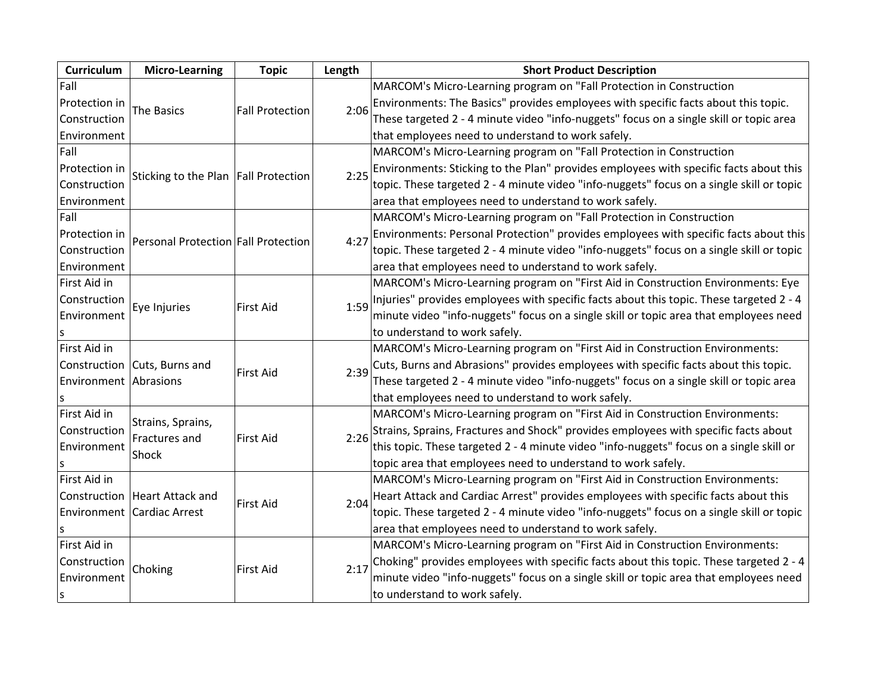| Curriculum | Micro-Learning | Topic | Length | Short Product Description |
| --- | --- | --- | --- | --- |
| Fall Protection in Construction Environment | The Basics | Fall Protection | 2:06 | MARCOM's Micro-Learning program on "Fall Protection in Construction Environments: The Basics" provides employees with specific facts about this topic. These targeted 2 - 4 minute video "info-nuggets" focus on a single skill or topic area that employees need to understand to work safely. |
| Fall Protection in Construction Environment | Sticking to the Plan | Fall Protection | 2:25 | MARCOM's Micro-Learning program on "Fall Protection in Construction Environments: Sticking to the Plan" provides employees with specific facts about this topic. These targeted 2 - 4 minute video "info-nuggets" focus on a single skill or topic area that employees need to understand to work safely. |
| Fall Protection in Construction Environment | Personal Protection | Fall Protection | 4:27 | MARCOM's Micro-Learning program on "Fall Protection in Construction Environments: Personal Protection" provides employees with specific facts about this topic. These targeted 2 - 4 minute video "info-nuggets" focus on a single skill or topic area that employees need to understand to work safely. |
| First Aid in Construction Environments | Eye Injuries | First Aid | 1:59 | MARCOM's Micro-Learning program on "First Aid in Construction Environments: Eye Injuries" provides employees with specific facts about this topic. These targeted 2 - 4 minute video "info-nuggets" focus on a single skill or topic area that employees need to understand to work safely. |
| First Aid in Construction Environments | Cuts, Burns and Abrasions | First Aid | 2:39 | MARCOM's Micro-Learning program on "First Aid in Construction Environments: Cuts, Burns and Abrasions" provides employees with specific facts about this topic. These targeted 2 - 4 minute video "info-nuggets" focus on a single skill or topic area that employees need to understand to work safely. |
| First Aid in Construction Environments | Strains, Sprains, Fractures and Shock | First Aid | 2:26 | MARCOM's Micro-Learning program on "First Aid in Construction Environments: Strains, Sprains, Fractures and Shock" provides employees with specific facts about this topic. These targeted 2 - 4 minute video "info-nuggets" focus on a single skill or topic area that employees need to understand to work safely. |
| First Aid in Construction Environments | Heart Attack and Cardiac Arrest | First Aid | 2:04 | MARCOM's Micro-Learning program on "First Aid in Construction Environments: Heart Attack and Cardiac Arrest" provides employees with specific facts about this topic. These targeted 2 - 4 minute video "info-nuggets" focus on a single skill or topic area that employees need to understand to work safely. |
| First Aid in Construction Environments | Choking | First Aid | 2:17 | MARCOM's Micro-Learning program on "First Aid in Construction Environments: Choking" provides employees with specific facts about this topic. These targeted 2 - 4 minute video "info-nuggets" focus on a single skill or topic area that employees need to understand to work safely. |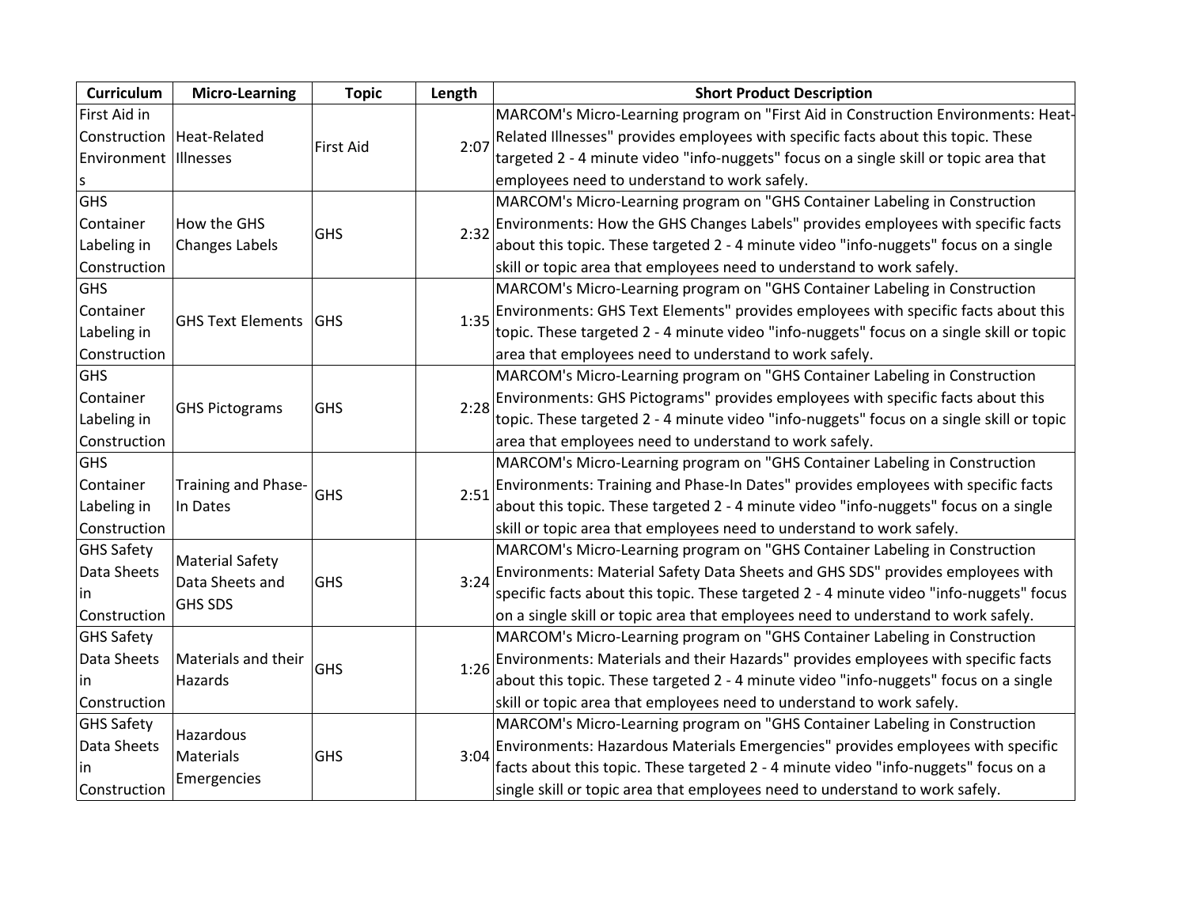| Curriculum | Micro-Learning | Topic | Length | Short Product Description |
|---|---|---|---|---|
| First Aid in Construction Environments | Heat-Related Illnesses | First Aid | 2:07 | MARCOM's Micro-Learning program on "First Aid in Construction Environments: Heat-Related Illnesses" provides employees with specific facts about this topic. These targeted 2 - 4 minute video "info-nuggets" focus on a single skill or topic area that employees need to understand to work safely. |
| GHS Container Labeling in Construction | How the GHS Changes Labels | GHS | 2:32 | MARCOM's Micro-Learning program on "GHS Container Labeling in Construction Environments: How the GHS Changes Labels" provides employees with specific facts about this topic. These targeted 2 - 4 minute video "info-nuggets" focus on a single skill or topic area that employees need to understand to work safely. |
| GHS Container Labeling in Construction | GHS Text Elements | GHS | 1:35 | MARCOM's Micro-Learning program on "GHS Container Labeling in Construction Environments: GHS Text Elements" provides employees with specific facts about this topic. These targeted 2 - 4 minute video "info-nuggets" focus on a single skill or topic area that employees need to understand to work safely. |
| GHS Container Labeling in Construction | GHS Pictograms | GHS | 2:28 | MARCOM's Micro-Learning program on "GHS Container Labeling in Construction Environments: GHS Pictograms" provides employees with specific facts about this topic. These targeted 2 - 4 minute video "info-nuggets" focus on a single skill or topic area that employees need to understand to work safely. |
| GHS Container Labeling in Construction | Training and Phase-In Dates | GHS | 2:51 | MARCOM's Micro-Learning program on "GHS Container Labeling in Construction Environments: Training and Phase-In Dates" provides employees with specific facts about this topic. These targeted 2 - 4 minute video "info-nuggets" focus on a single skill or topic area that employees need to understand to work safely. |
| GHS Safety Data Sheets in Construction | Material Safety Data Sheets and GHS SDS | GHS | 3:24 | MARCOM's Micro-Learning program on "GHS Container Labeling in Construction Environments: Material Safety Data Sheets and GHS SDS" provides employees with specific facts about this topic. These targeted 2 - 4 minute video "info-nuggets" focus on a single skill or topic area that employees need to understand to work safely. |
| GHS Safety Data Sheets in Construction | Materials and their Hazards | GHS | 1:26 | MARCOM's Micro-Learning program on "GHS Container Labeling in Construction Environments: Materials and their Hazards" provides employees with specific facts about this topic. These targeted 2 - 4 minute video "info-nuggets" focus on a single skill or topic area that employees need to understand to work safely. |
| GHS Safety Data Sheets in Construction | Hazardous Materials Emergencies | GHS | 3:04 | MARCOM's Micro-Learning program on "GHS Container Labeling in Construction Environments: Hazardous Materials Emergencies" provides employees with specific facts about this topic. These targeted 2 - 4 minute video "info-nuggets" focus on a single skill or topic area that employees need to understand to work safely. |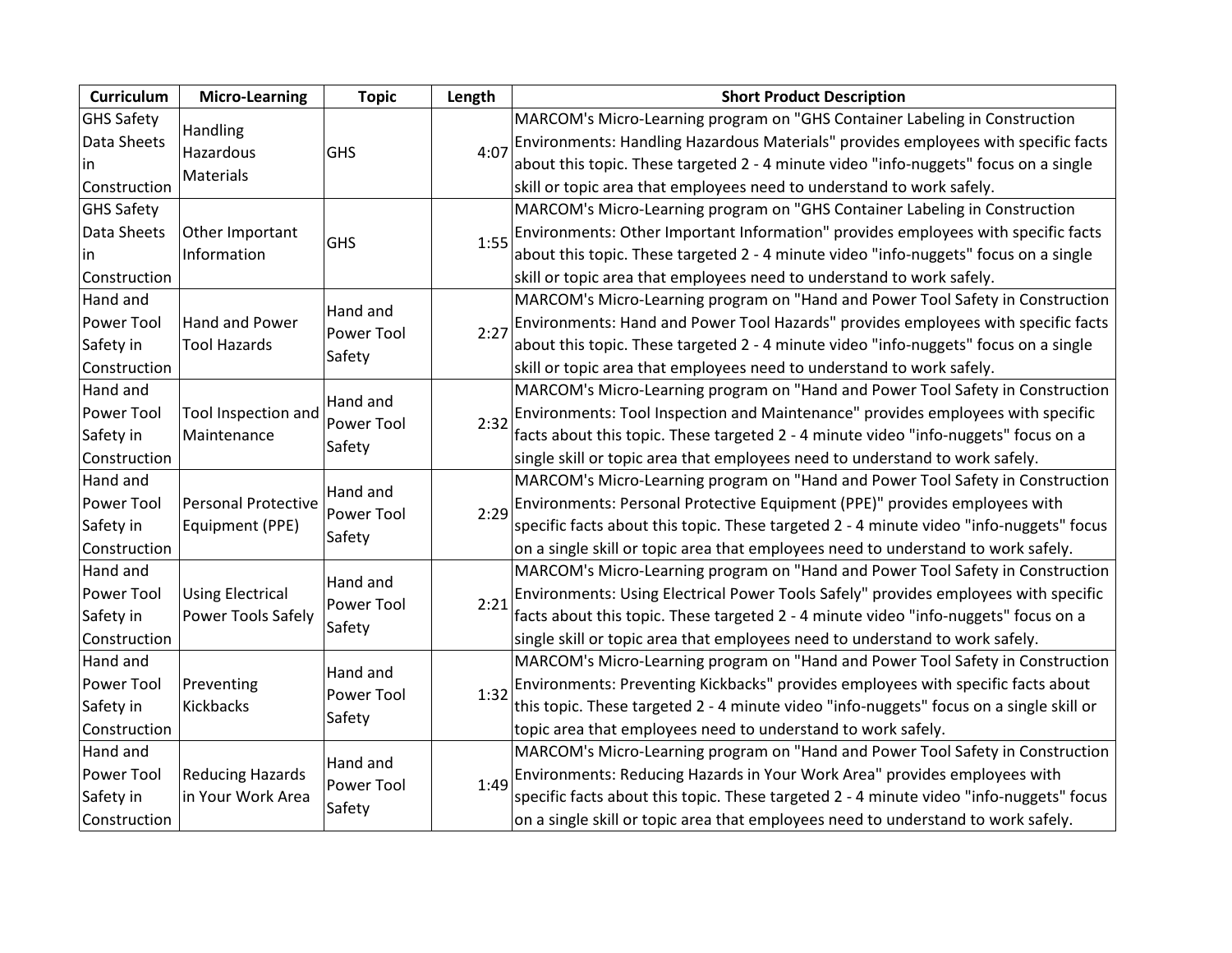| Curriculum | Micro-Learning | Topic | Length | Short Product Description |
| --- | --- | --- | --- | --- |
| GHS Safety Data Sheets in Construction | Handling Hazardous Materials | GHS | 4:07 | MARCOM's Micro-Learning program on "GHS Container Labeling in Construction Environments: Handling Hazardous Materials" provides employees with specific facts about this topic. These targeted 2 - 4 minute video "info-nuggets" focus on a single skill or topic area that employees need to understand to work safely. |
| GHS Safety Data Sheets in Construction | Other Important Information | GHS | 1:55 | MARCOM's Micro-Learning program on "GHS Container Labeling in Construction Environments: Other Important Information" provides employees with specific facts about this topic. These targeted 2 - 4 minute video "info-nuggets" focus on a single skill or topic area that employees need to understand to work safely. |
| Hand and Power Tool Safety in Construction | Hand and Power Tool Hazards | Hand and Power Tool Safety | 2:27 | MARCOM's Micro-Learning program on "Hand and Power Tool Safety in Construction Environments: Hand and Power Tool Hazards" provides employees with specific facts about this topic. These targeted 2 - 4 minute video "info-nuggets" focus on a single skill or topic area that employees need to understand to work safely. |
| Hand and Power Tool Safety in Construction | Tool Inspection and Maintenance | Hand and Power Tool Safety | 2:32 | MARCOM's Micro-Learning program on "Hand and Power Tool Safety in Construction Environments: Tool Inspection and Maintenance" provides employees with specific facts about this topic. These targeted 2 - 4 minute video "info-nuggets" focus on a single skill or topic area that employees need to understand to work safely. |
| Hand and Power Tool Safety in Construction | Personal Protective Equipment (PPE) | Hand and Power Tool Safety | 2:29 | MARCOM's Micro-Learning program on "Hand and Power Tool Safety in Construction Environments: Personal Protective Equipment (PPE)" provides employees with specific facts about this topic. These targeted 2 - 4 minute video "info-nuggets" focus on a single skill or topic area that employees need to understand to work safely. |
| Hand and Power Tool Safety in Construction | Using Electrical Power Tools Safely | Hand and Power Tool Safety | 2:21 | MARCOM's Micro-Learning program on "Hand and Power Tool Safety in Construction Environments: Using Electrical Power Tools Safely" provides employees with specific facts about this topic. These targeted 2 - 4 minute video "info-nuggets" focus on a single skill or topic area that employees need to understand to work safely. |
| Hand and Power Tool Safety in Construction | Preventing Kickbacks | Hand and Power Tool Safety | 1:32 | MARCOM's Micro-Learning program on "Hand and Power Tool Safety in Construction Environments: Preventing Kickbacks" provides employees with specific facts about this topic. These targeted 2 - 4 minute video "info-nuggets" focus on a single skill or topic area that employees need to understand to work safely. |
| Hand and Power Tool Safety in Construction | Reducing Hazards in Your Work Area | Hand and Power Tool Safety | 1:49 | MARCOM's Micro-Learning program on "Hand and Power Tool Safety in Construction Environments: Reducing Hazards in Your Work Area" provides employees with specific facts about this topic. These targeted 2 - 4 minute video "info-nuggets" focus on a single skill or topic area that employees need to understand to work safely. |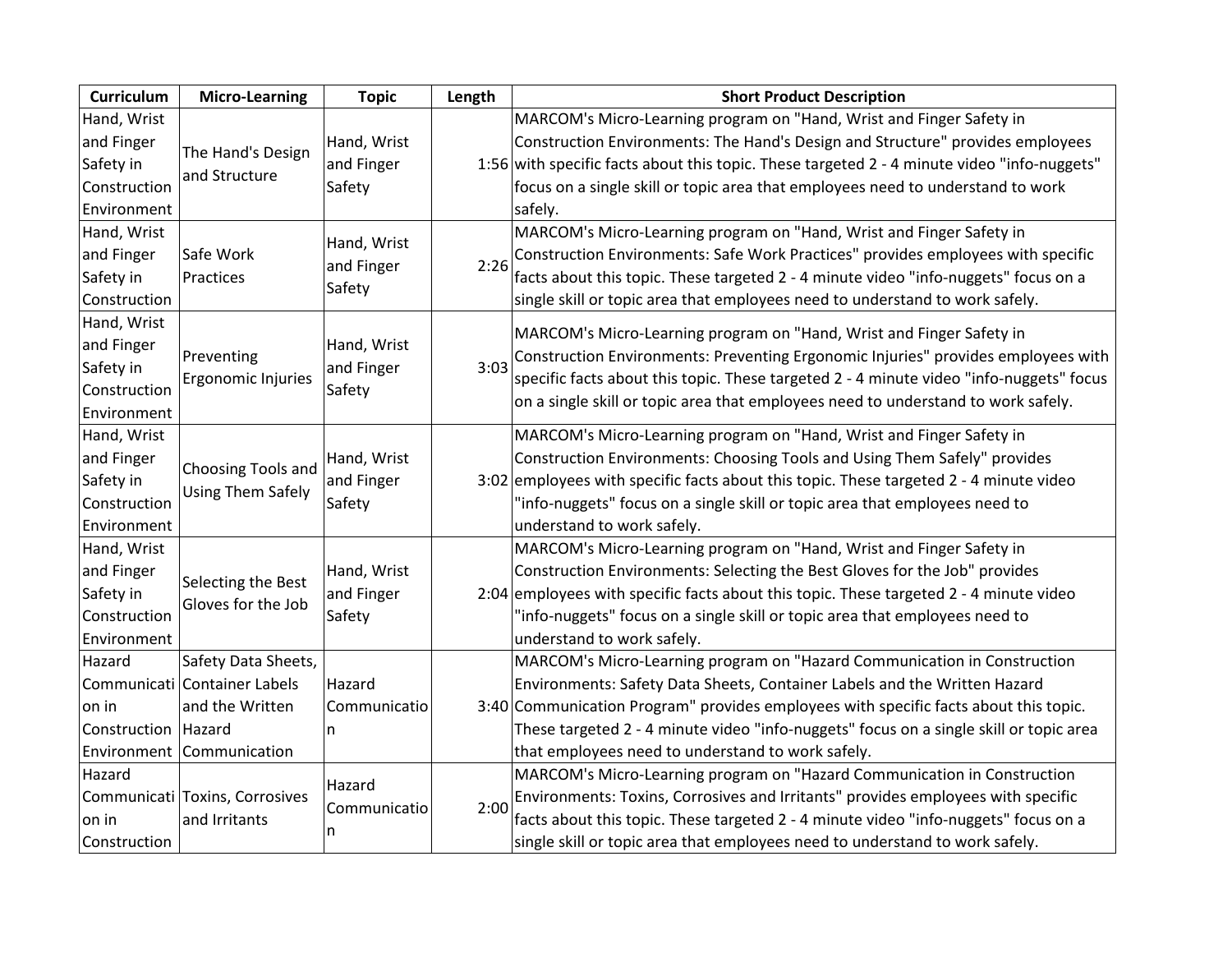| Curriculum | Micro-Learning | Topic | Length | Short Product Description |
|---|---|---|---|---|
| Hand, Wrist and Finger Safety in Construction Environment | The Hand's Design and Structure | Hand, Wrist and Finger Safety | 1:56 | MARCOM's Micro-Learning program on "Hand, Wrist and Finger Safety in Construction Environments: The Hand's Design and Structure" provides employees with specific facts about this topic. These targeted 2 - 4 minute video "info-nuggets" focus on a single skill or topic area that employees need to understand to work safely. |
| Hand, Wrist and Finger Safety in Construction | Safe Work Practices | Hand, Wrist and Finger Safety | 2:26 | MARCOM's Micro-Learning program on "Hand, Wrist and Finger Safety in Construction Environments: Safe Work Practices" provides employees with specific facts about this topic. These targeted 2 - 4 minute video "info-nuggets" focus on a single skill or topic area that employees need to understand to work safely. |
| Hand, Wrist and Finger Safety in Construction Environment | Preventing Ergonomic Injuries | Hand, Wrist and Finger Safety | 3:03 | MARCOM's Micro-Learning program on "Hand, Wrist and Finger Safety in Construction Environments: Preventing Ergonomic Injuries" provides employees with specific facts about this topic. These targeted 2 - 4 minute video "info-nuggets" focus on a single skill or topic area that employees need to understand to work safely. |
| Hand, Wrist and Finger Safety in Construction Environment | Choosing Tools and Using Them Safely | Hand, Wrist and Finger Safety | 3:02 | MARCOM's Micro-Learning program on "Hand, Wrist and Finger Safety in Construction Environments: Choosing Tools and Using Them Safely" provides employees with specific facts about this topic. These targeted 2 - 4 minute video "info-nuggets" focus on a single skill or topic area that employees need to understand to work safely. |
| Hand, Wrist and Finger Safety in Construction Environment | Selecting the Best Gloves for the Job | Hand, Wrist and Finger Safety | 2:04 | MARCOM's Micro-Learning program on "Hand, Wrist and Finger Safety in Construction Environments: Selecting the Best Gloves for the Job" provides employees with specific facts about this topic. These targeted 2 - 4 minute video "info-nuggets" focus on a single skill or topic area that employees need to understand to work safely. |
| Hazard Communication in Construction Environment | Safety Data Sheets, Container Labels and the Written Hazard Communication | Hazard Communication | 3:40 | MARCOM's Micro-Learning program on "Hazard Communication in Construction Environments: Safety Data Sheets, Container Labels and the Written Hazard Communication Program" provides employees with specific facts about this topic. These targeted 2 - 4 minute video "info-nuggets" focus on a single skill or topic area that employees need to understand to work safely. |
| Hazard Communication in Construction | Toxins, Corrosives and Irritants | Hazard Communication | 2:00 | MARCOM's Micro-Learning program on "Hazard Communication in Construction Environments: Toxins, Corrosives and Irritants" provides employees with specific facts about this topic. These targeted 2 - 4 minute video "info-nuggets" focus on a single skill or topic area that employees need to understand to work safely. |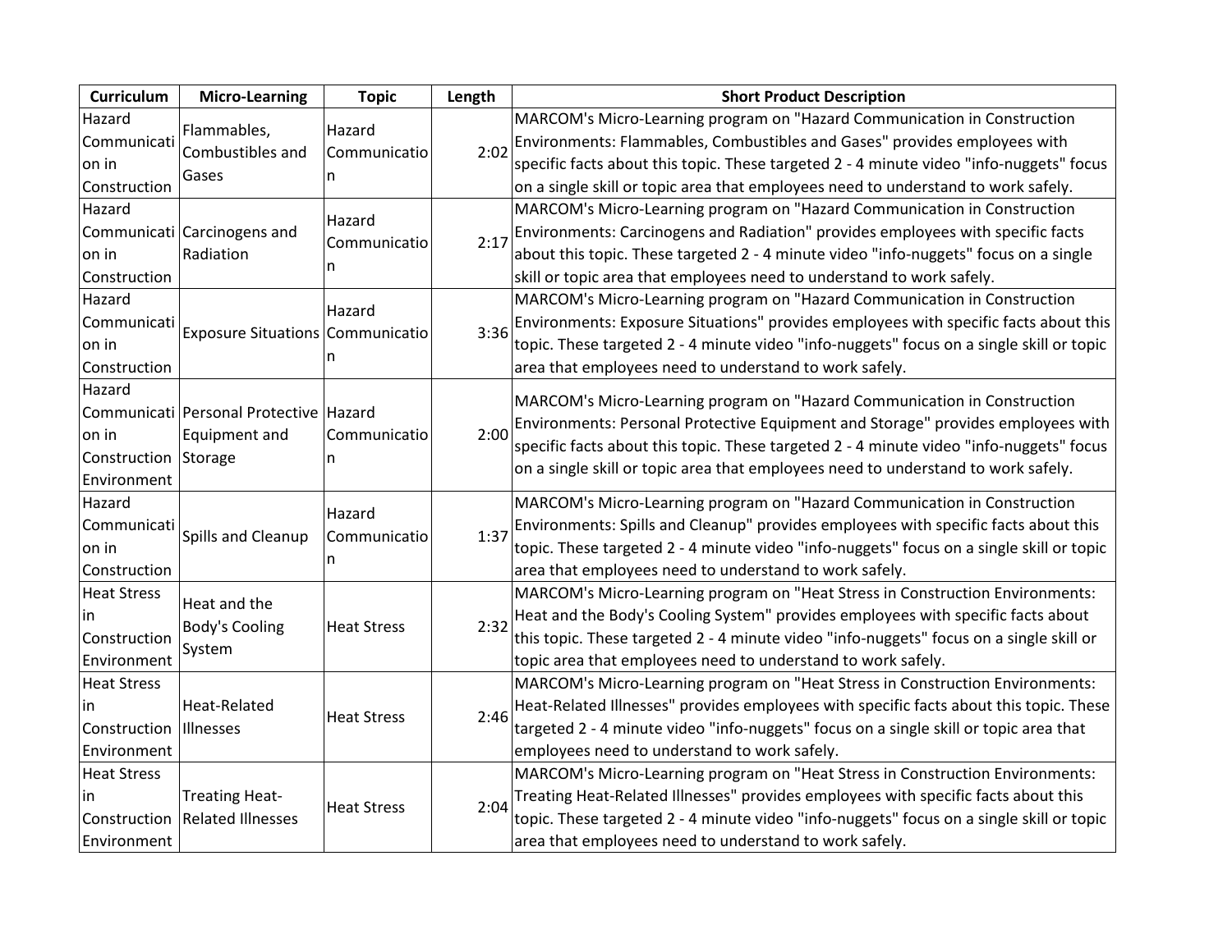| Curriculum | Micro-Learning | Topic | Length | Short Product Description |
| --- | --- | --- | --- | --- |
| Hazard Communication in Construction | Flammables, Combustibles and Gases | Hazard Communication | 2:02 | MARCOM's Micro-Learning program on "Hazard Communication in Construction Environments: Flammables, Combustibles and Gases" provides employees with specific facts about this topic. These targeted 2 - 4 minute video "info-nuggets" focus on a single skill or topic area that employees need to understand to work safely. |
| Hazard Communication in Construction | Carcinogens and Radiation | Hazard Communication | 2:17 | MARCOM's Micro-Learning program on "Hazard Communication in Construction Environments: Carcinogens and Radiation" provides employees with specific facts about this topic. These targeted 2 - 4 minute video "info-nuggets" focus on a single skill or topic area that employees need to understand to work safely. |
| Hazard Communication in Construction | Exposure Situations | Hazard Communication | 3:36 | MARCOM's Micro-Learning program on "Hazard Communication in Construction Environments: Exposure Situations" provides employees with specific facts about this topic. These targeted 2 - 4 minute video "info-nuggets" focus on a single skill or topic area that employees need to understand to work safely. |
| Hazard Communication in Construction Environment | Personal Protective Equipment and Storage | Hazard Communication | 2:00 | MARCOM's Micro-Learning program on "Hazard Communication in Construction Environments: Personal Protective Equipment and Storage" provides employees with specific facts about this topic. These targeted 2 - 4 minute video "info-nuggets" focus on a single skill or topic area that employees need to understand to work safely. |
| Hazard Communication in Construction | Spills and Cleanup | Hazard Communication | 1:37 | MARCOM's Micro-Learning program on "Hazard Communication in Construction Environments: Spills and Cleanup" provides employees with specific facts about this topic. These targeted 2 - 4 minute video "info-nuggets" focus on a single skill or topic area that employees need to understand to work safely. |
| Heat Stress in Construction Environment | Heat and the Body's Cooling System | Heat Stress | 2:32 | MARCOM's Micro-Learning program on "Heat Stress in Construction Environments: Heat and the Body's Cooling System" provides employees with specific facts about this topic. These targeted 2 - 4 minute video "info-nuggets" focus on a single skill or topic area that employees need to understand to work safely. |
| Heat Stress in Construction Environment | Heat-Related Illnesses | Heat Stress | 2:46 | MARCOM's Micro-Learning program on "Heat Stress in Construction Environments: Heat-Related Illnesses" provides employees with specific facts about this topic. These targeted 2 - 4 minute video "info-nuggets" focus on a single skill or topic area that employees need to understand to work safely. |
| Heat Stress in Construction Environment | Treating Heat-Related Illnesses | Heat Stress | 2:04 | MARCOM's Micro-Learning program on "Heat Stress in Construction Environments: Treating Heat-Related Illnesses" provides employees with specific facts about this topic. These targeted 2 - 4 minute video "info-nuggets" focus on a single skill or topic area that employees need to understand to work safely. |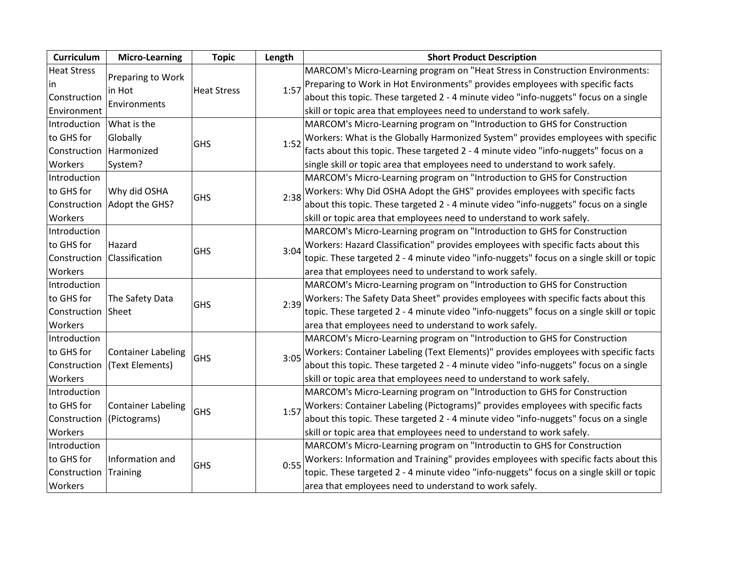| Curriculum | Micro-Learning | Topic | Length | Short Product Description |
| --- | --- | --- | --- | --- |
| Heat Stress in Construction Environment | Preparing to Work in Hot Environments | Heat Stress | 1:57 | MARCOM's Micro-Learning program on "Heat Stress in Construction Environments: Preparing to Work in Hot Environments" provides employees with specific facts about this topic. These targeted 2 - 4 minute video "info-nuggets" focus on a single skill or topic area that employees need to understand to work safely. |
| Introduction to GHS for Construction Workers | What is the Globally Harmonized System? | GHS | 1:52 | MARCOM's Micro-Learning program on "Introduction to GHS for Construction Workers: What is the Globally Harmonized System" provides employees with specific facts about this topic. These targeted 2 - 4 minute video "info-nuggets" focus on a single skill or topic area that employees need to understand to work safely. |
| Introduction to GHS for Construction Workers | Why did OSHA Adopt the GHS? | GHS | 2:38 | MARCOM's Micro-Learning program on "Introduction to GHS for Construction Workers: Why Did OSHA Adopt the GHS" provides employees with specific facts about this topic. These targeted 2 - 4 minute video "info-nuggets" focus on a single skill or topic area that employees need to understand to work safely. |
| Introduction to GHS for Construction Workers | Hazard Classification | GHS | 3:04 | MARCOM's Micro-Learning program on "Introduction to GHS for Construction Workers: Hazard Classification" provides employees with specific facts about this topic. These targeted 2 - 4 minute video "info-nuggets" focus on a single skill or topic area that employees need to understand to work safely. |
| Introduction to GHS for Construction Workers | The Safety Data Sheet | GHS | 2:39 | MARCOM's Micro-Learning program on "Introduction to GHS for Construction Workers: The Safety Data Sheet" provides employees with specific facts about this topic. These targeted 2 - 4 minute video "info-nuggets" focus on a single skill or topic area that employees need to understand to work safely. |
| Introduction to GHS for Construction Workers | Container Labeling (Text Elements) | GHS | 3:05 | MARCOM's Micro-Learning program on "Introduction to GHS for Construction Workers: Container Labeling (Text Elements)" provides employees with specific facts about this topic. These targeted 2 - 4 minute video "info-nuggets" focus on a single skill or topic area that employees need to understand to work safely. |
| Introduction to GHS for Construction Workers | Container Labeling (Pictograms) | GHS | 1:57 | MARCOM's Micro-Learning program on "Introduction to GHS for Construction Workers: Container Labeling (Pictograms)" provides employees with specific facts about this topic. These targeted 2 - 4 minute video "info-nuggets" focus on a single skill or topic area that employees need to understand to work safely. |
| Introduction to GHS for Construction Workers | Information and Training | GHS | 0:55 | MARCOM's Micro-Learning program on "Introductin to GHS for Construction Workers: Information and Training" provides employees with specific facts about this topic. These targeted 2 - 4 minute video "info-nuggets" focus on a single skill or topic area that employees need to understand to work safely. |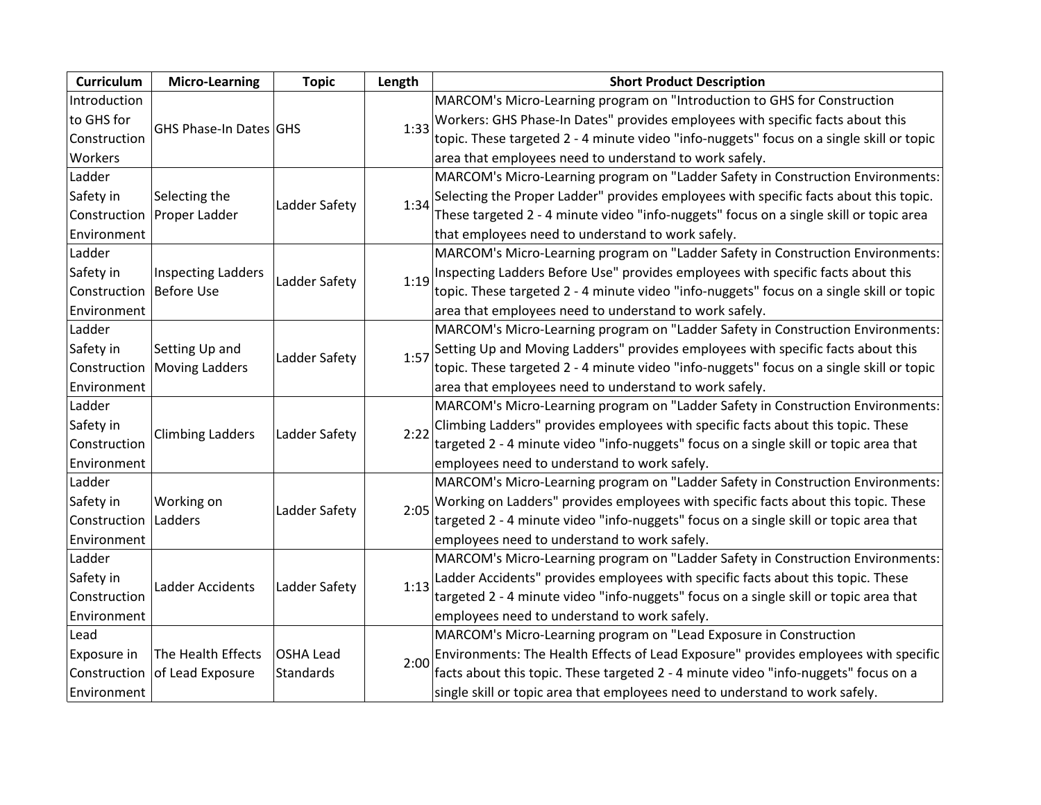| Curriculum | Micro-Learning | Topic | Length | Short Product Description |
|---|---|---|---|---|
| Introduction to GHS for Construction Workers | GHS Phase-In Dates | GHS | 1:33 | MARCOM's Micro-Learning program on "Introduction to GHS for Construction Workers: GHS Phase-In Dates" provides employees with specific facts about this topic. These targeted 2 - 4 minute video "info-nuggets" focus on a single skill or topic area that employees need to understand to work safely. |
| Ladder Safety in Construction Environment | Selecting the Proper Ladder | Ladder Safety | 1:34 | MARCOM's Micro-Learning program on "Ladder Safety in Construction Environments: Selecting the Proper Ladder" provides employees with specific facts about this topic. These targeted 2 - 4 minute video "info-nuggets" focus on a single skill or topic area that employees need to understand to work safely. |
| Ladder Safety in Construction Environment | Inspecting Ladders Before Use | Ladder Safety | 1:19 | MARCOM's Micro-Learning program on "Ladder Safety in Construction Environments: Inspecting Ladders Before Use" provides employees with specific facts about this topic. These targeted 2 - 4 minute video "info-nuggets" focus on a single skill or topic area that employees need to understand to work safely. |
| Ladder Safety in Construction Environment | Setting Up and Moving Ladders | Ladder Safety | 1:57 | MARCOM's Micro-Learning program on "Ladder Safety in Construction Environments: Setting Up and Moving Ladders" provides employees with specific facts about this topic. These targeted 2 - 4 minute video "info-nuggets" focus on a single skill or topic area that employees need to understand to work safely. |
| Ladder Safety in Construction Environment | Climbing Ladders | Ladder Safety | 2:22 | MARCOM's Micro-Learning program on "Ladder Safety in Construction Environments: Climbing Ladders" provides employees with specific facts about this topic. These targeted 2 - 4 minute video "info-nuggets" focus on a single skill or topic area that employees need to understand to work safely. |
| Ladder Safety in Construction Environment | Working on Ladders | Ladder Safety | 2:05 | MARCOM's Micro-Learning program on "Ladder Safety in Construction Environments: Working on Ladders" provides employees with specific facts about this topic. These targeted 2 - 4 minute video "info-nuggets" focus on a single skill or topic area that employees need to understand to work safely. |
| Ladder Safety in Construction Environment | Ladder Accidents | Ladder Safety | 1:13 | MARCOM's Micro-Learning program on "Ladder Safety in Construction Environments: Ladder Accidents" provides employees with specific facts about this topic. These targeted 2 - 4 minute video "info-nuggets" focus on a single skill or topic area that employees need to understand to work safely. |
| Lead Exposure in Construction Environment | The Health Effects of Lead Exposure | OSHA Lead Standards | 2:00 | MARCOM's Micro-Learning program on "Lead Exposure in Construction Environments: The Health Effects of Lead Exposure" provides employees with specific facts about this topic. These targeted 2 - 4 minute video "info-nuggets" focus on a single skill or topic area that employees need to understand to work safely. |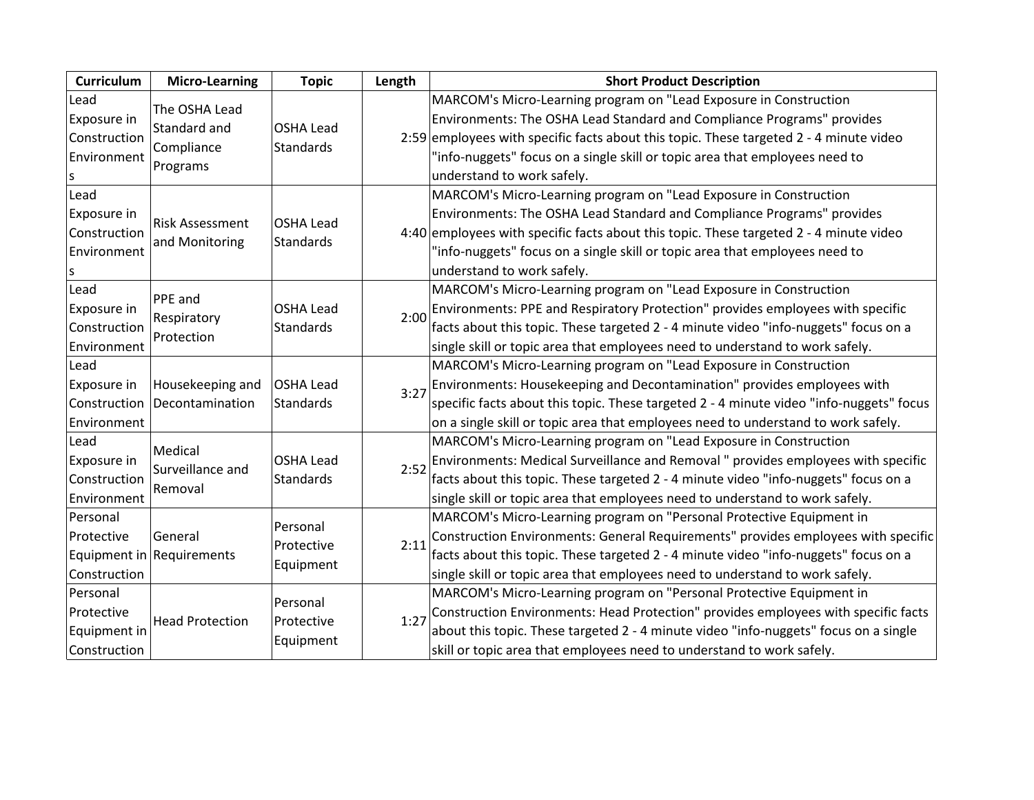| Curriculum | Micro-Learning | Topic | Length | Short Product Description |
| --- | --- | --- | --- | --- |
| Lead Exposure in Construction Environments | The OSHA Lead Standard and Compliance Programs | OSHA Lead Standards | 2:59 | MARCOM's Micro-Learning program on "Lead Exposure in Construction Environments: The OSHA Lead Standard and Compliance Programs" provides employees with specific facts about this topic. These targeted 2 - 4 minute video "info-nuggets" focus on a single skill or topic area that employees need to understand to work safely. |
| Lead Exposure in Construction Environments | Risk Assessment and Monitoring | OSHA Lead Standards | 4:40 | MARCOM's Micro-Learning program on "Lead Exposure in Construction Environments: The OSHA Lead Standard and Compliance Programs" provides employees with specific facts about this topic. These targeted 2 - 4 minute video "info-nuggets" focus on a single skill or topic area that employees need to understand to work safely. |
| Lead Exposure in Construction Environment | PPE and Respiratory Protection | OSHA Lead Standards | 2:00 | MARCOM's Micro-Learning program on "Lead Exposure in Construction Environments: PPE and Respiratory Protection" provides employees with specific facts about this topic. These targeted 2 - 4 minute video "info-nuggets" focus on a single skill or topic area that employees need to understand to work safely. |
| Lead Exposure in Construction Environment | Housekeeping and Decontamination | OSHA Lead Standards | 3:27 | MARCOM's Micro-Learning program on "Lead Exposure in Construction Environments: Housekeeping and Decontamination" provides employees with specific facts about this topic. These targeted 2 - 4 minute video "info-nuggets" focus on a single skill or topic area that employees need to understand to work safely. |
| Lead Exposure in Construction Environment | Medical Surveillance and Removal | OSHA Lead Standards | 2:52 | MARCOM's Micro-Learning program on "Lead Exposure in Construction Environments: Medical Surveillance and Removal " provides employees with specific facts about this topic. These targeted 2 - 4 minute video "info-nuggets" focus on a single skill or topic area that employees need to understand to work safely. |
| Personal Protective Equipment in Construction | General Requirements | Personal Protective Equipment | 2:11 | MARCOM's Micro-Learning program on "Personal Protective Equipment in Construction Environments: General Requirements" provides employees with specific facts about this topic. These targeted 2 - 4 minute video "info-nuggets" focus on a single skill or topic area that employees need to understand to work safely. |
| Personal Protective Equipment in Construction | Head Protection | Personal Protective Equipment | 1:27 | MARCOM's Micro-Learning program on "Personal Protective Equipment in Construction Environments: Head Protection" provides employees with specific facts about this topic. These targeted 2 - 4 minute video "info-nuggets" focus on a single skill or topic area that employees need to understand to work safely. |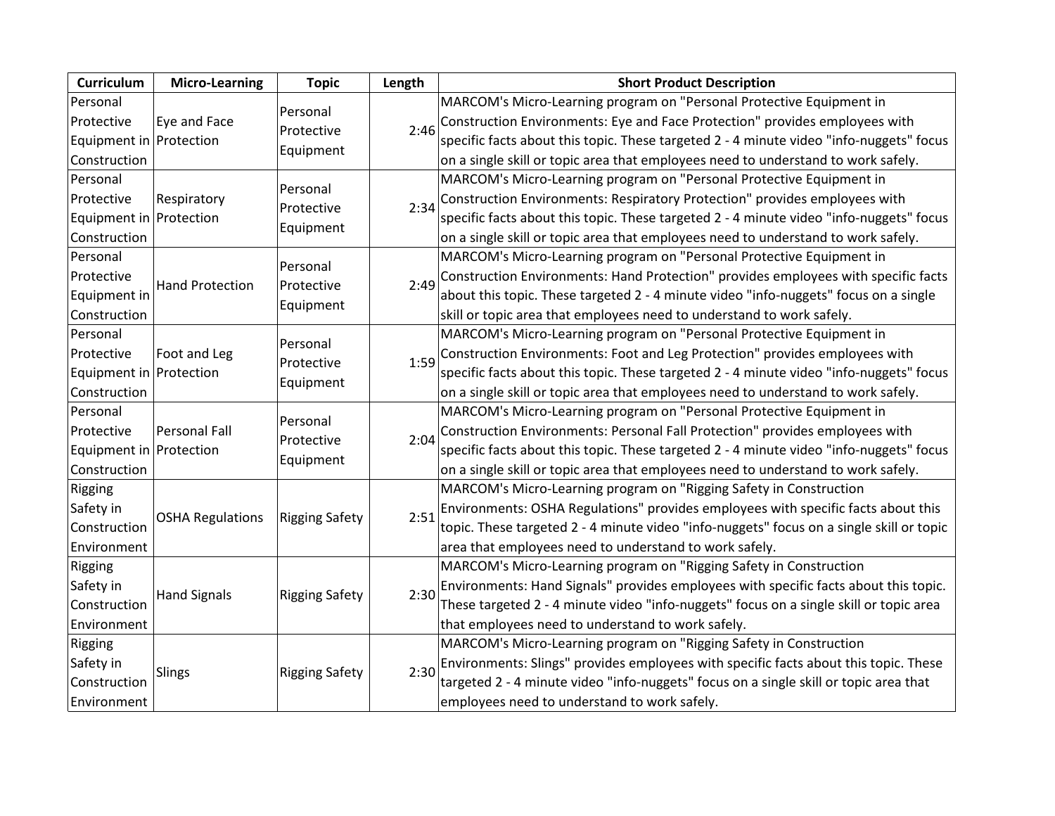| Curriculum | Micro-Learning | Topic | Length | Short Product Description |
|---|---|---|---|---|
| Personal Protective Equipment in Construction | Eye and Face Protection | Personal Protective Equipment | 2:46 | MARCOM's Micro-Learning program on "Personal Protective Equipment in Construction Environments: Eye and Face Protection" provides employees with specific facts about this topic. These targeted 2 - 4 minute video "info-nuggets" focus on a single skill or topic area that employees need to understand to work safely. |
| Personal Protective Equipment in Construction | Respiratory Protection | Personal Protective Equipment | 2:34 | MARCOM's Micro-Learning program on "Personal Protective Equipment in Construction Environments: Respiratory Protection" provides employees with specific facts about this topic. These targeted 2 - 4 minute video "info-nuggets" focus on a single skill or topic area that employees need to understand to work safely. |
| Personal Protective Equipment in Construction | Hand Protection | Personal Protective Equipment | 2:49 | MARCOM's Micro-Learning program on "Personal Protective Equipment in Construction Environments: Hand Protection" provides employees with specific facts about this topic. These targeted 2 - 4 minute video "info-nuggets" focus on a single skill or topic area that employees need to understand to work safely. |
| Personal Protective Equipment in Construction | Foot and Leg Protection | Personal Protective Equipment | 1:59 | MARCOM's Micro-Learning program on "Personal Protective Equipment in Construction Environments: Foot and Leg Protection" provides employees with specific facts about this topic. These targeted 2 - 4 minute video "info-nuggets" focus on a single skill or topic area that employees need to understand to work safely. |
| Personal Protective Equipment in Construction | Personal Fall Protection | Personal Protective Equipment | 2:04 | MARCOM's Micro-Learning program on "Personal Protective Equipment in Construction Environments: Personal Fall Protection" provides employees with specific facts about this topic. These targeted 2 - 4 minute video "info-nuggets" focus on a single skill or topic area that employees need to understand to work safely. |
| Rigging Safety in Construction Environment | OSHA Regulations | Rigging Safety | 2:51 | MARCOM's Micro-Learning program on "Rigging Safety in Construction Environments: OSHA Regulations" provides employees with specific facts about this topic. These targeted 2 - 4 minute video "info-nuggets" focus on a single skill or topic area that employees need to understand to work safely. |
| Rigging Safety in Construction Environment | Hand Signals | Rigging Safety | 2:30 | MARCOM's Micro-Learning program on "Rigging Safety in Construction Environments: Hand Signals" provides employees with specific facts about this topic. These targeted 2 - 4 minute video "info-nuggets" focus on a single skill or topic area that employees need to understand to work safely. |
| Rigging Safety in Construction Environment | Slings | Rigging Safety | 2:30 | MARCOM's Micro-Learning program on "Rigging Safety in Construction Environments: Slings" provides employees with specific facts about this topic. These targeted 2 - 4 minute video "info-nuggets" focus on a single skill or topic area that employees need to understand to work safely. |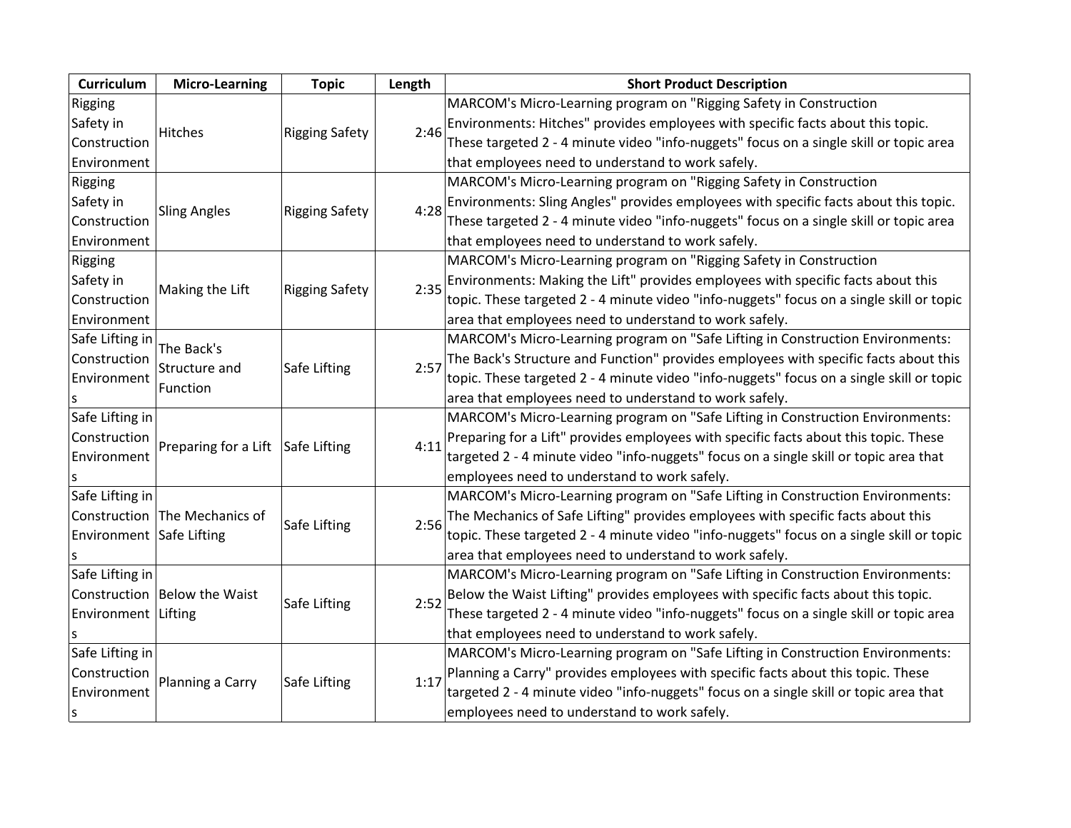| Curriculum | Micro-Learning | Topic | Length | Short Product Description |
|---|---|---|---|---|
| Rigging Safety in Construction Environment | Hitches | Rigging Safety | 2:46 | MARCOM's Micro-Learning program on "Rigging Safety in Construction Environments: Hitches" provides employees with specific facts about this topic. These targeted 2 - 4 minute video "info-nuggets" focus on a single skill or topic area that employees need to understand to work safely. |
| Rigging Safety in Construction Environment | Sling Angles | Rigging Safety | 4:28 | MARCOM's Micro-Learning program on "Rigging Safety in Construction Environments: Sling Angles" provides employees with specific facts about this topic. These targeted 2 - 4 minute video "info-nuggets" focus on a single skill or topic area that employees need to understand to work safely. |
| Rigging Safety in Construction Environment | Making the Lift | Rigging Safety | 2:35 | MARCOM's Micro-Learning program on "Rigging Safety in Construction Environments: Making the Lift" provides employees with specific facts about this topic. These targeted 2 - 4 minute video "info-nuggets" focus on a single skill or topic area that employees need to understand to work safely. |
| Safe Lifting in Construction Environments | The Back's Structure and Function | Safe Lifting | 2:57 | MARCOM's Micro-Learning program on "Safe Lifting in Construction Environments: The Back's Structure and Function" provides employees with specific facts about this topic. These targeted 2 - 4 minute video "info-nuggets" focus on a single skill or topic area that employees need to understand to work safely. |
| Safe Lifting in Construction Environments | Preparing for a Lift | Safe Lifting | 4:11 | MARCOM's Micro-Learning program on "Safe Lifting in Construction Environments: Preparing for a Lift" provides employees with specific facts about this topic. These targeted 2 - 4 minute video "info-nuggets" focus on a single skill or topic area that employees need to understand to work safely. |
| Safe Lifting in Construction Environments | The Mechanics of Safe Lifting | Safe Lifting | 2:56 | MARCOM's Micro-Learning program on "Safe Lifting in Construction Environments: The Mechanics of Safe Lifting" provides employees with specific facts about this topic. These targeted 2 - 4 minute video "info-nuggets" focus on a single skill or topic area that employees need to understand to work safely. |
| Safe Lifting in Construction Environments | Below the Waist Lifting | Safe Lifting | 2:52 | MARCOM's Micro-Learning program on "Safe Lifting in Construction Environments: Below the Waist Lifting" provides employees with specific facts about this topic. These targeted 2 - 4 minute video "info-nuggets" focus on a single skill or topic area that employees need to understand to work safely. |
| Safe Lifting in Construction Environments | Planning a Carry | Safe Lifting | 1:17 | MARCOM's Micro-Learning program on "Safe Lifting in Construction Environments: Planning a Carry" provides employees with specific facts about this topic. These targeted 2 - 4 minute video "info-nuggets" focus on a single skill or topic area that employees need to understand to work safely. |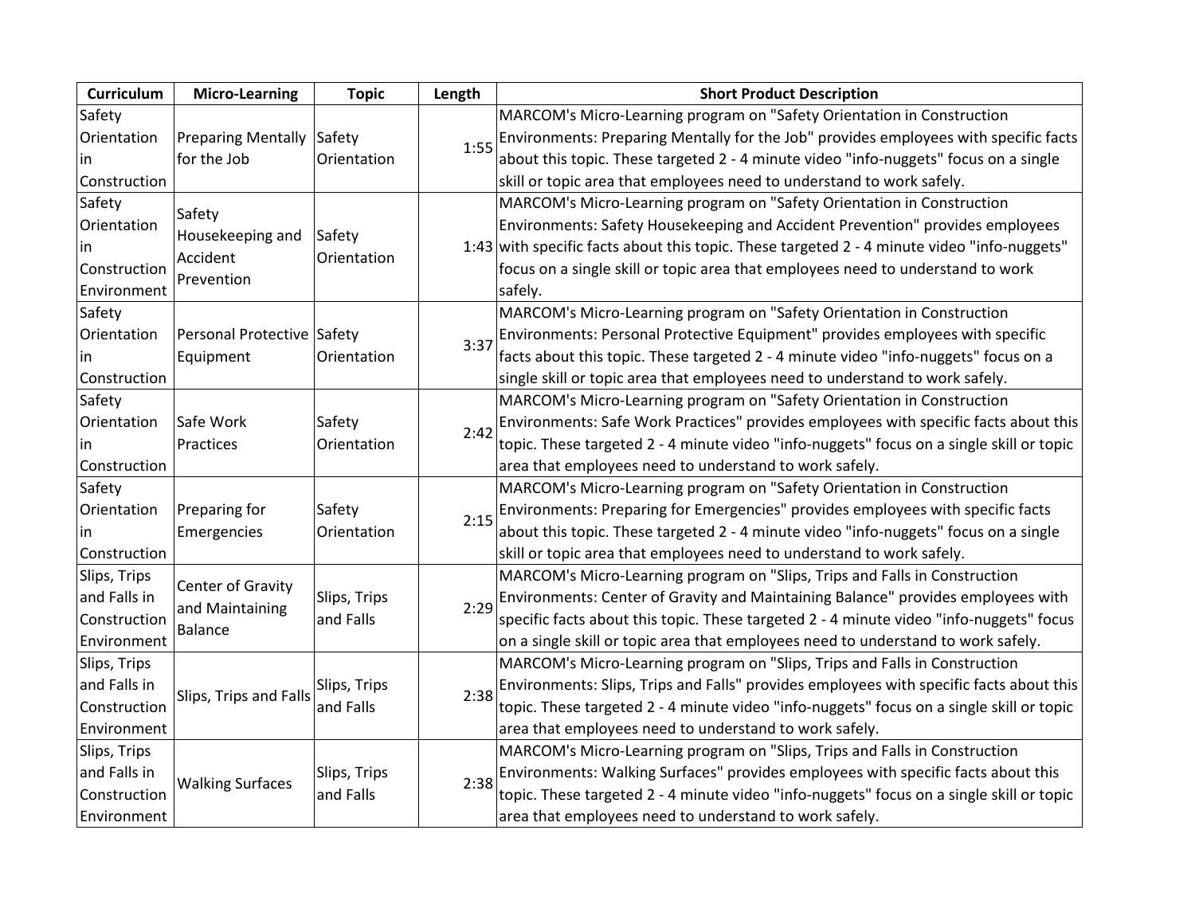| Curriculum | Micro-Learning | Topic | Length | Short Product Description |
|---|---|---|---|---|
| Safety Orientation in Construction | Preparing Mentally for the Job | Safety Orientation | 1:55 | MARCOM's Micro-Learning program on "Safety Orientation in Construction Environments: Preparing Mentally for the Job" provides employees with specific facts about this topic. These targeted 2 - 4 minute video "info-nuggets" focus on a single skill or topic area that employees need to understand to work safely. |
| Safety Orientation in Construction Environment | Safety Housekeeping and Accident Prevention | Safety Orientation | 1:43 | MARCOM's Micro-Learning program on "Safety Orientation in Construction Environments: Safety Housekeeping and Accident Prevention" provides employees with specific facts about this topic. These targeted 2 - 4 minute video "info-nuggets" focus on a single skill or topic area that employees need to understand to work safely. |
| Safety Orientation in Construction | Personal Protective Equipment | Safety Orientation | 3:37 | MARCOM's Micro-Learning program on "Safety Orientation in Construction Environments: Personal Protective Equipment" provides employees with specific facts about this topic. These targeted 2 - 4 minute video "info-nuggets" focus on a single skill or topic area that employees need to understand to work safely. |
| Safety Orientation in Construction | Safe Work Practices | Safety Orientation | 2:42 | MARCOM's Micro-Learning program on "Safety Orientation in Construction Environments: Safe Work Practices" provides employees with specific facts about this topic. These targeted 2 - 4 minute video "info-nuggets" focus on a single skill or topic area that employees need to understand to work safely. |
| Safety Orientation in Construction | Preparing for Emergencies | Safety Orientation | 2:15 | MARCOM's Micro-Learning program on "Safety Orientation in Construction Environments: Preparing for Emergencies" provides employees with specific facts about this topic. These targeted 2 - 4 minute video "info-nuggets" focus on a single skill or topic area that employees need to understand to work safely. |
| Slips, Trips and Falls in Construction Environment | Center of Gravity and Maintaining Balance | Slips, Trips and Falls | 2:29 | MARCOM's Micro-Learning program on "Slips, Trips and Falls in Construction Environments: Center of Gravity and Maintaining Balance" provides employees with specific facts about this topic. These targeted 2 - 4 minute video "info-nuggets" focus on a single skill or topic area that employees need to understand to work safely. |
| Slips, Trips and Falls in Construction Environment | Slips, Trips and Falls | Slips, Trips and Falls | 2:38 | MARCOM's Micro-Learning program on "Slips, Trips and Falls in Construction Environments: Slips, Trips and Falls" provides employees with specific facts about this topic. These targeted 2 - 4 minute video "info-nuggets" focus on a single skill or topic area that employees need to understand to work safely. |
| Slips, Trips and Falls in Construction Environment | Walking Surfaces | Slips, Trips and Falls | 2:38 | MARCOM's Micro-Learning program on "Slips, Trips and Falls in Construction Environments: Walking Surfaces" provides employees with specific facts about this topic. These targeted 2 - 4 minute video "info-nuggets" focus on a single skill or topic area that employees need to understand to work safely. |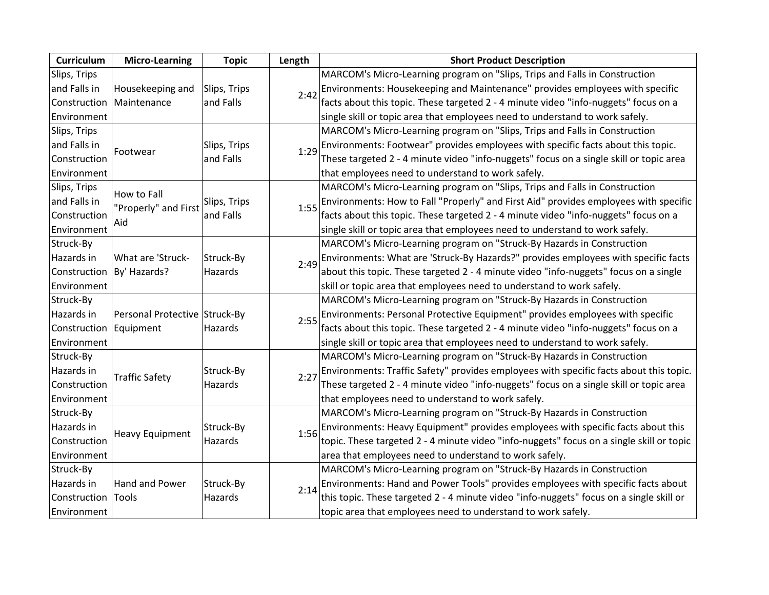| Curriculum | Micro-Learning | Topic | Length | Short Product Description |
| --- | --- | --- | --- | --- |
| Slips, Trips and Falls in Construction Environment | Housekeeping and Maintenance | Slips, Trips and Falls | 2:42 | MARCOM's Micro-Learning program on "Slips, Trips and Falls in Construction Environments: Housekeeping and Maintenance" provides employees with specific facts about this topic. These targeted 2 - 4 minute video "info-nuggets" focus on a single skill or topic area that employees need to understand to work safely. |
| Slips, Trips and Falls in Construction Environment | Footwear | Slips, Trips and Falls | 1:29 | MARCOM's Micro-Learning program on "Slips, Trips and Falls in Construction Environments: Footwear" provides employees with specific facts about this topic. These targeted 2 - 4 minute video "info-nuggets" focus on a single skill or topic area that employees need to understand to work safely. |
| Slips, Trips and Falls in Construction Environment | How to Fall "Properly" and First Aid | Slips, Trips and Falls | 1:55 | MARCOM's Micro-Learning program on "Slips, Trips and Falls in Construction Environments: How to Fall "Properly" and First Aid" provides employees with specific facts about this topic. These targeted 2 - 4 minute video "info-nuggets" focus on a single skill or topic area that employees need to understand to work safely. |
| Struck-By Hazards in Construction Environment | What are 'Struck-By' Hazards? | Struck-By Hazards | 2:49 | MARCOM's Micro-Learning program on "Struck-By Hazards in Construction Environments: What are 'Struck-By Hazards?" provides employees with specific facts about this topic. These targeted 2 - 4 minute video "info-nuggets" focus on a single skill or topic area that employees need to understand to work safely. |
| Struck-By Hazards in Construction Environment | Personal Protective Equipment | Struck-By Hazards | 2:55 | MARCOM's Micro-Learning program on "Struck-By Hazards in Construction Environments: Personal Protective Equipment" provides employees with specific facts about this topic. These targeted 2 - 4 minute video "info-nuggets" focus on a single skill or topic area that employees need to understand to work safely. |
| Struck-By Hazards in Construction Environment | Traffic Safety | Struck-By Hazards | 2:27 | MARCOM's Micro-Learning program on "Struck-By Hazards in Construction Environments: Traffic Safety" provides employees with specific facts about this topic. These targeted 2 - 4 minute video "info-nuggets" focus on a single skill or topic area that employees need to understand to work safely. |
| Struck-By Hazards in Construction Environment | Heavy Equipment | Struck-By Hazards | 1:56 | MARCOM's Micro-Learning program on "Struck-By Hazards in Construction Environments: Heavy Equipment" provides employees with specific facts about this topic. These targeted 2 - 4 minute video "info-nuggets" focus on a single skill or topic area that employees need to understand to work safely. |
| Struck-By Hazards in Construction Environment | Hand and Power Tools | Struck-By Hazards | 2:14 | MARCOM's Micro-Learning program on "Struck-By Hazards in Construction Environments: Hand and Power Tools" provides employees with specific facts about this topic. These targeted 2 - 4 minute video "info-nuggets" focus on a single skill or topic area that employees need to understand to work safely. |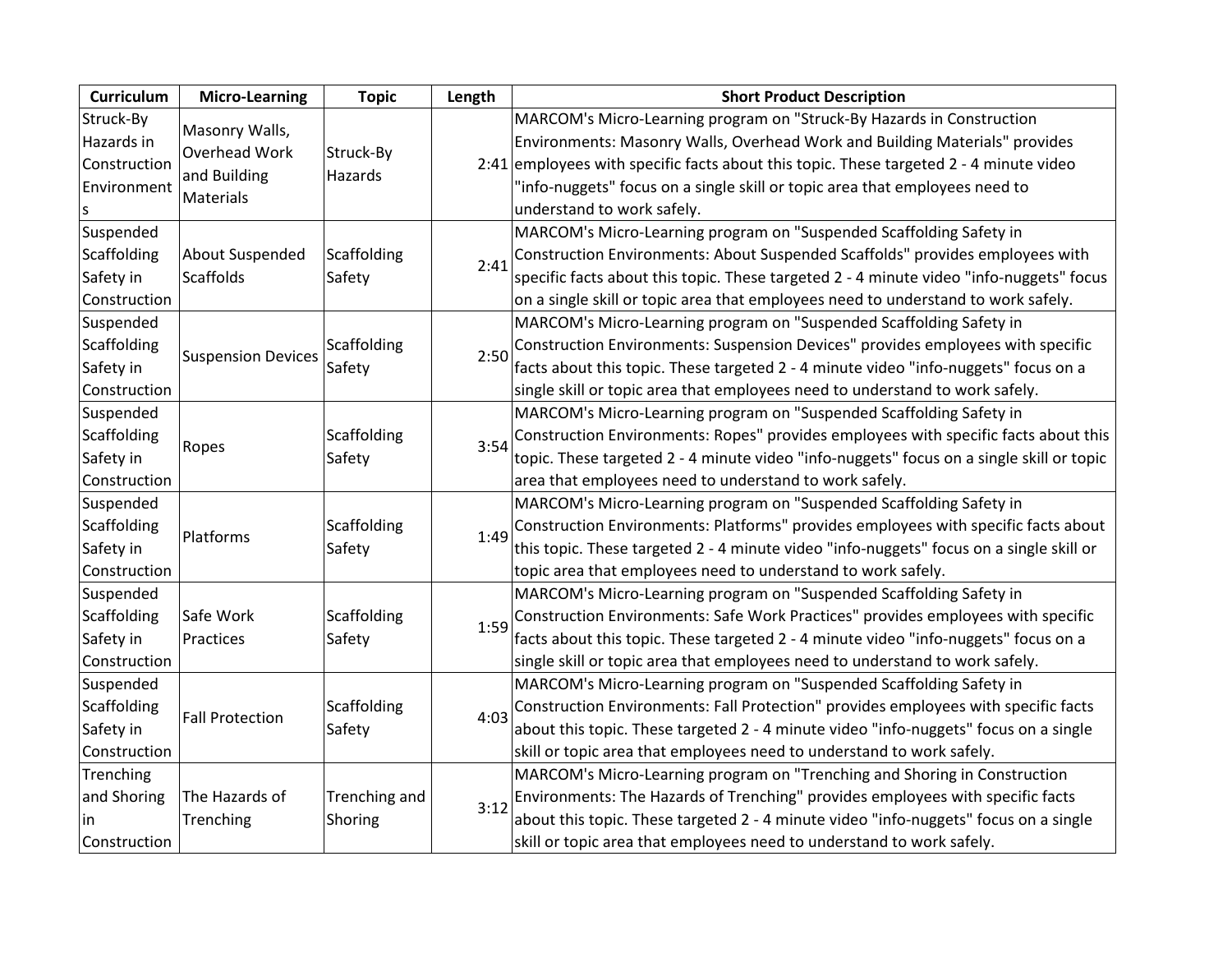| Curriculum | Micro-Learning | Topic | Length | Short Product Description |
| --- | --- | --- | --- | --- |
| Struck-By Hazards in Construction Environments | Masonry Walls, Overhead Work and Building Materials | Struck-By Hazards | 2:41 | MARCOM's Micro-Learning program on "Struck-By Hazards in Construction Environments: Masonry Walls, Overhead Work and Building Materials" provides employees with specific facts about this topic. These targeted 2 - 4 minute video "info-nuggets" focus on a single skill or topic area that employees need to understand to work safely. |
| Suspended Scaffolding Safety in Construction | About Suspended Scaffolds | Scaffolding Safety | 2:41 | MARCOM's Micro-Learning program on "Suspended Scaffolding Safety in Construction Environments: About Suspended Scaffolds" provides employees with specific facts about this topic. These targeted 2 - 4 minute video "info-nuggets" focus on a single skill or topic area that employees need to understand to work safely. |
| Suspended Scaffolding Safety in Construction | Suspension Devices | Scaffolding Safety | 2:50 | MARCOM's Micro-Learning program on "Suspended Scaffolding Safety in Construction Environments: Suspension Devices" provides employees with specific facts about this topic. These targeted 2 - 4 minute video "info-nuggets" focus on a single skill or topic area that employees need to understand to work safely. |
| Suspended Scaffolding Safety in Construction | Ropes | Scaffolding Safety | 3:54 | MARCOM's Micro-Learning program on "Suspended Scaffolding Safety in Construction Environments: Ropes" provides employees with specific facts about this topic. These targeted 2 - 4 minute video "info-nuggets" focus on a single skill or topic area that employees need to understand to work safely. |
| Suspended Scaffolding Safety in Construction | Platforms | Scaffolding Safety | 1:49 | MARCOM's Micro-Learning program on "Suspended Scaffolding Safety in Construction Environments: Platforms" provides employees with specific facts about this topic. These targeted 2 - 4 minute video "info-nuggets" focus on a single skill or topic area that employees need to understand to work safely. |
| Suspended Scaffolding Safety in Construction | Safe Work Practices | Scaffolding Safety | 1:59 | MARCOM's Micro-Learning program on "Suspended Scaffolding Safety in Construction Environments: Safe Work Practices" provides employees with specific facts about this topic. These targeted 2 - 4 minute video "info-nuggets" focus on a single skill or topic area that employees need to understand to work safely. |
| Suspended Scaffolding Safety in Construction | Fall Protection | Scaffolding Safety | 4:03 | MARCOM's Micro-Learning program on "Suspended Scaffolding Safety in Construction Environments: Fall Protection" provides employees with specific facts about this topic. These targeted 2 - 4 minute video "info-nuggets" focus on a single skill or topic area that employees need to understand to work safely. |
| Trenching and Shoring in Construction | The Hazards of Trenching | Trenching and Shoring | 3:12 | MARCOM's Micro-Learning program on "Trenching and Shoring in Construction Environments: The Hazards of Trenching" provides employees with specific facts about this topic. These targeted 2 - 4 minute video "info-nuggets" focus on a single skill or topic area that employees need to understand to work safely. |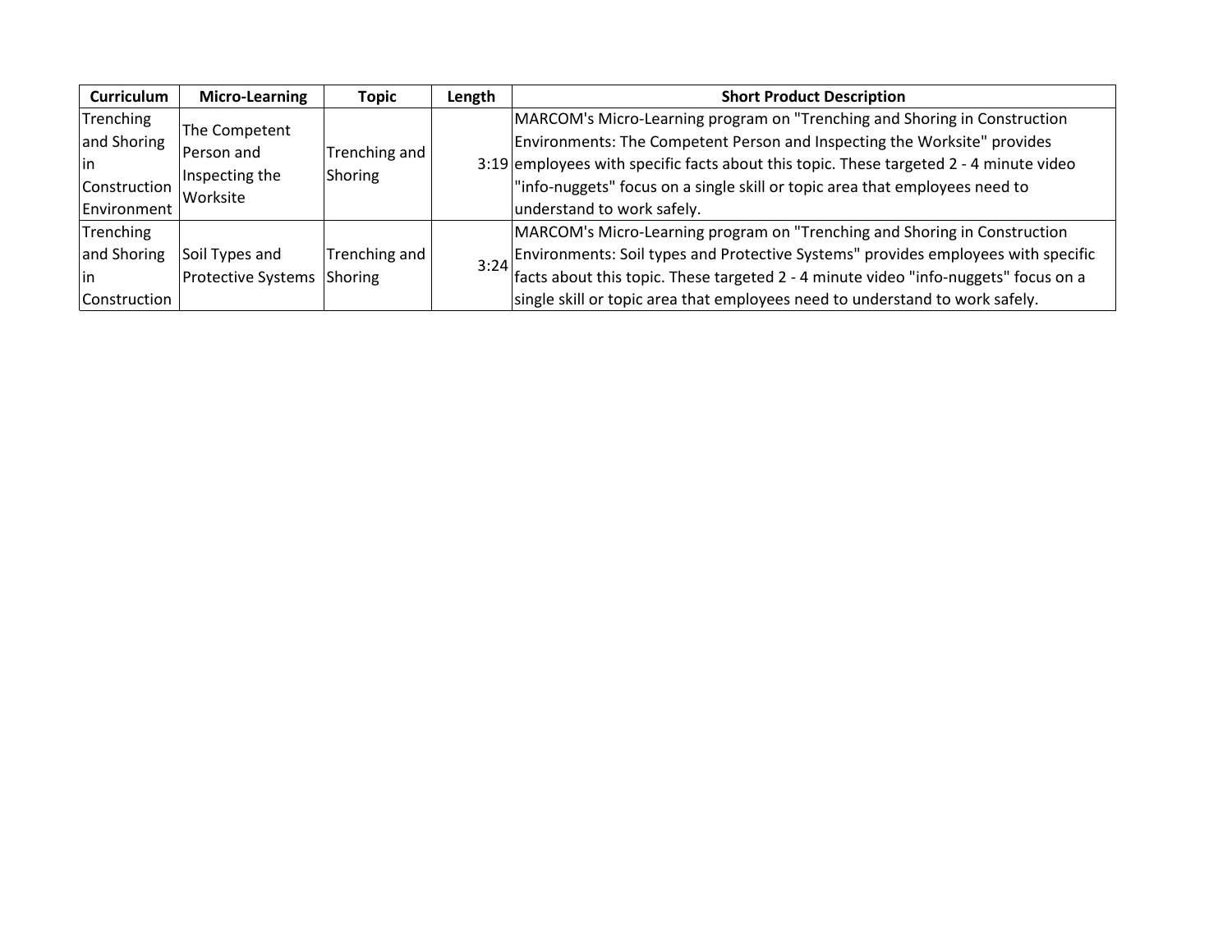| Curriculum | Micro-Learning | Topic | Length | Short Product Description |
|---|---|---|---|---|
| Trenching and Shoring in Construction Environment | The Competent Person and Inspecting the Worksite | Trenching and Shoring | 3:19 | MARCOM's Micro-Learning program on "Trenching and Shoring in Construction Environments: The Competent Person and Inspecting the Worksite" provides employees with specific facts about this topic. These targeted 2 - 4 minute video "info-nuggets" focus on a single skill or topic area that employees need to understand to work safely. |
| Trenching and Shoring in Construction | Soil Types and Protective Systems | Trenching and Shoring | 3:24 | MARCOM's Micro-Learning program on "Trenching and Shoring in Construction Environments: Soil types and Protective Systems" provides employees with specific facts about this topic. These targeted 2 - 4 minute video "info-nuggets" focus on a single skill or topic area that employees need to understand to work safely. |